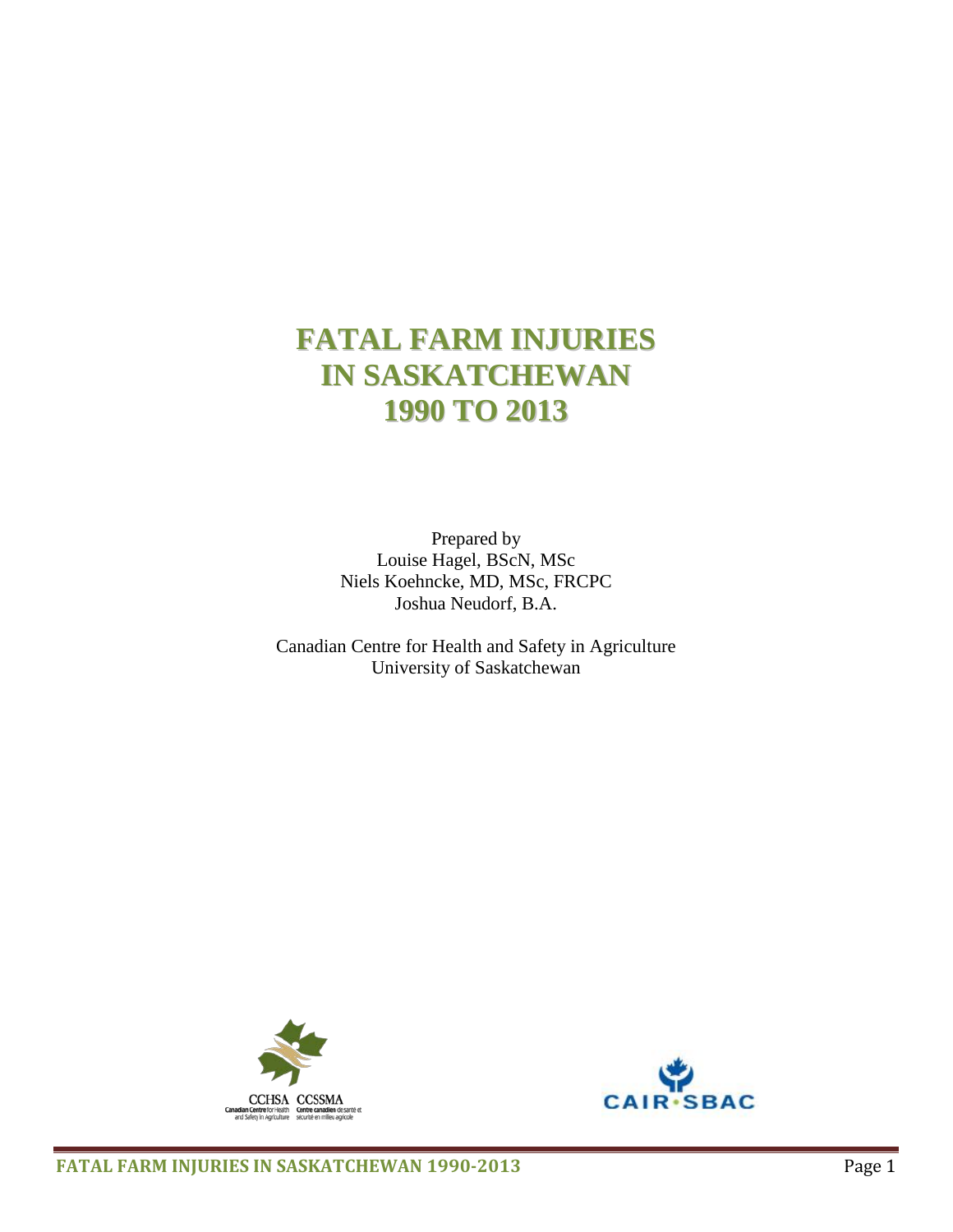# FATAL FARM INJURIES IN SASKATCHEWAN 1990 TO 2013

Prepared by
Louise Hagel, BScN, MSc
Niels Koehncke, MD, MSc, FRCPC
Joshua Neudorf, B.A.

Canadian Centre for Health and Safety in Agriculture
University of Saskatchewan

CCHSA CCSSMA
Canadian Centre for Health and Safety in Agriculture
Centre canadien de santé et sécurité en milieu agricole

CAIR·SBAC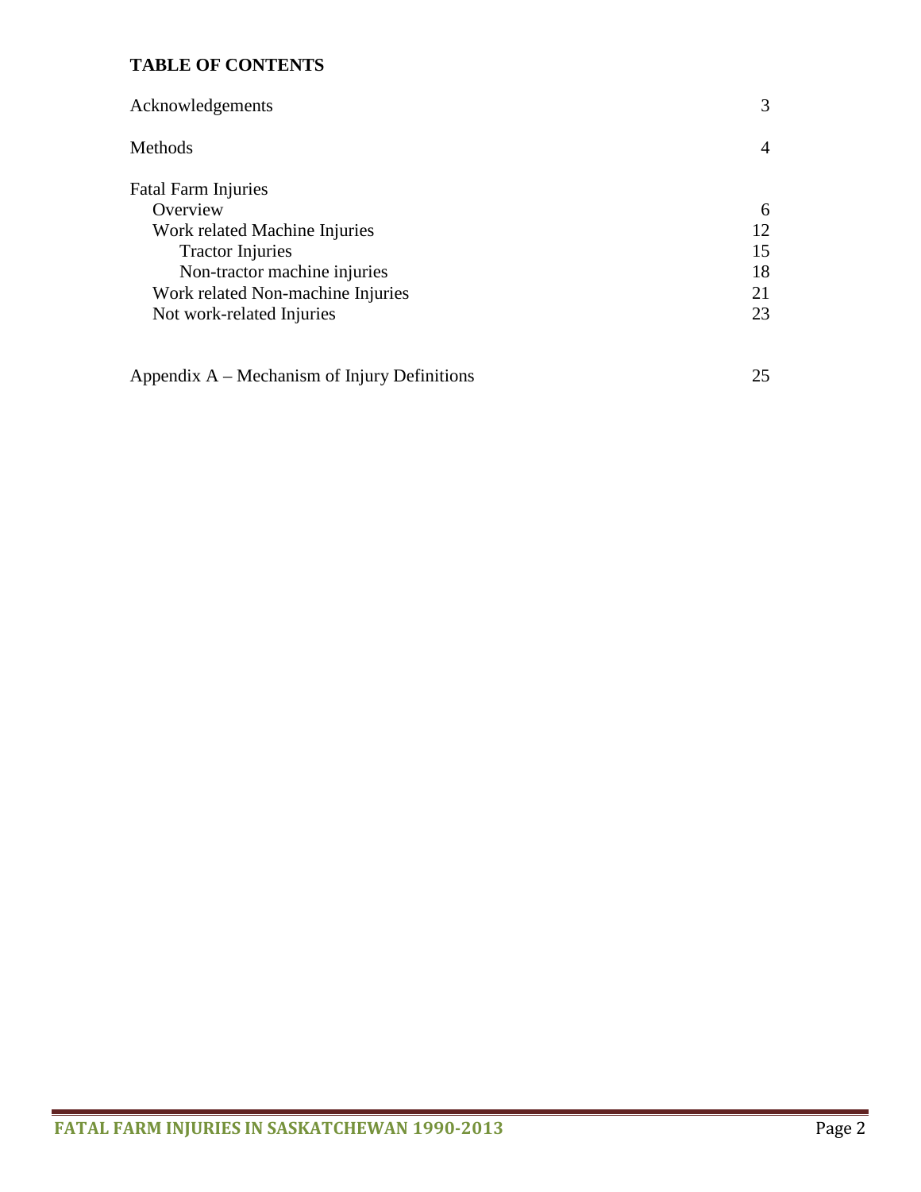**TABLE OF CONTENTS**

| | |
|---|---|
| Acknowledgements | 3 |
| Methods | 4 |
| Fatal Farm Injuries | |
| Overview | 6 |
| Work related Machine Injuries | 12 |
| Tractor Injuries | 15 |
| Non-tractor machine injuries | 18 |
| Work related Non-machine Injuries | 21 |
| Not work-related Injuries | 23 |
| Appendix A – Mechanism of Injury Definitions | 25 |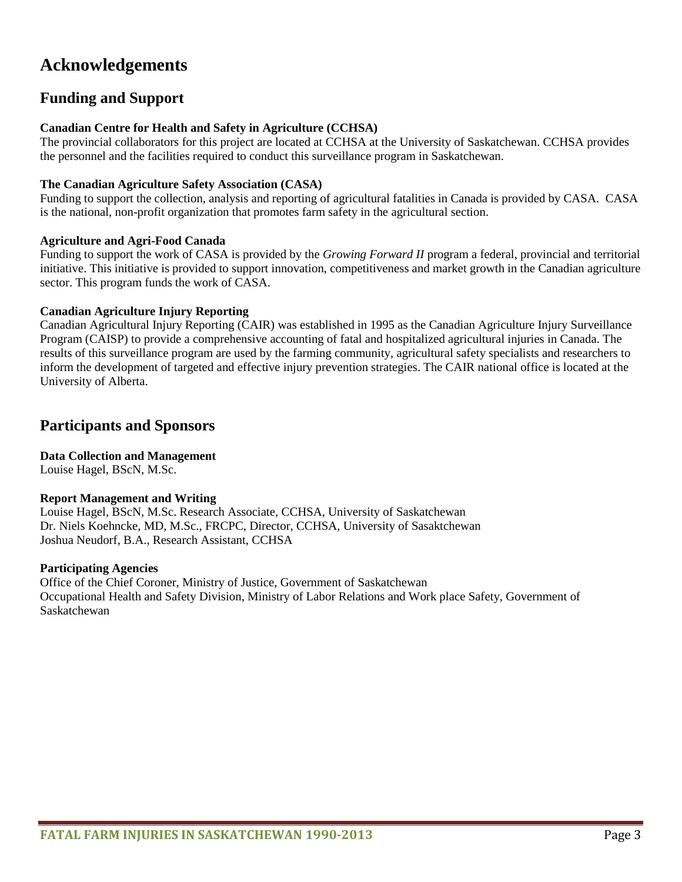# Acknowledgements

## Funding and Support

**Canadian Centre for Health and Safety in Agriculture (CCHSA)**
The provincial collaborators for this project are located at CCHSA at the University of Saskatchewan. CCHSA provides the personnel and the facilities required to conduct this surveillance program in Saskatchewan.

**The Canadian Agriculture Safety Association (CASA)**
Funding to support the collection, analysis and reporting of agricultural fatalities in Canada is provided by CASA. CASA is the national, non-profit organization that promotes farm safety in the agricultural section.

**Agriculture and Agri-Food Canada**
Funding to support the work of CASA is provided by the *Growing Forward II* program a federal, provincial and territorial initiative. This initiative is provided to support innovation, competitiveness and market growth in the Canadian agriculture sector. This program funds the work of CASA.

**Canadian Agriculture Injury Reporting**
Canadian Agricultural Injury Reporting (CAIR) was established in 1995 as the Canadian Agriculture Injury Surveillance Program (CAISP) to provide a comprehensive accounting of fatal and hospitalized agricultural injuries in Canada. The results of this surveillance program are used by the farming community, agricultural safety specialists and researchers to inform the development of targeted and effective injury prevention strategies. The CAIR national office is located at the University of Alberta.

## Participants and Sponsors

**Data Collection and Management**
Louise Hagel, BScN, M.Sc.

**Report Management and Writing**
Louise Hagel, BScN, M.Sc. Research Associate, CCHSA, University of Saskatchewan
Dr. Niels Koehncke, MD, M.Sc., FRCPC, Director, CCHSA, University of Sasaktchewan
Joshua Neudorf, B.A., Research Assistant, CCHSA

**Participating Agencies**
Office of the Chief Coroner, Ministry of Justice, Government of Saskatchewan
Occupational Health and Safety Division, Ministry of Labor Relations and Work place Safety, Government of Saskatchewan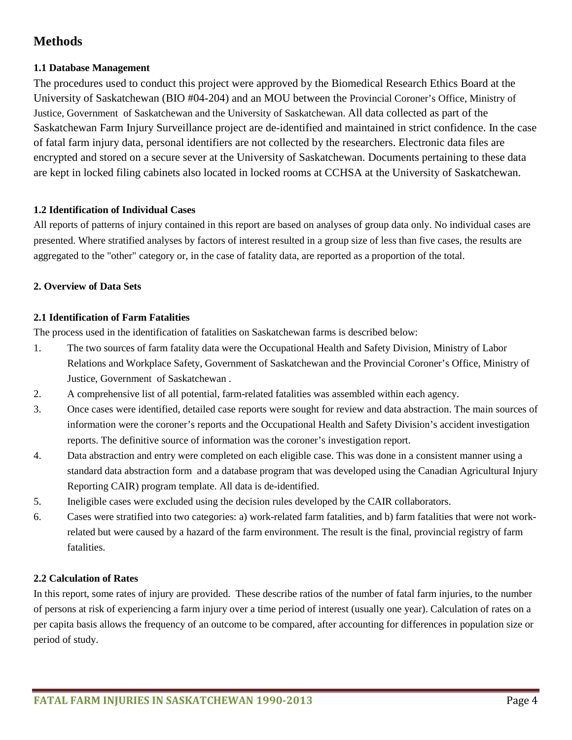# Methods

### 1.1 Database Management

The procedures used to conduct this project were approved by the Biomedical Research Ethics Board at the University of Saskatchewan (BIO #04-204) and an MOU between the Provincial Coroner's Office, Ministry of Justice, Government of Saskatchewan and the University of Saskatchewan. All data collected as part of the Saskatchewan Farm Injury Surveillance project are de-identified and maintained in strict confidence. In the case of fatal farm injury data, personal identifiers are not collected by the researchers. Electronic data files are encrypted and stored on a secure sever at the University of Saskatchewan. Documents pertaining to these data are kept in locked filing cabinets also located in locked rooms at CCHSA at the University of Saskatchewan.

### 1.2 Identification of Individual Cases

All reports of patterns of injury contained in this report are based on analyses of group data only. No individual cases are presented. Where stratified analyses by factors of interest resulted in a group size of less than five cases, the results are aggregated to the "other" category or, in the case of fatality data, are reported as a proportion of the total.

### 2. Overview of Data Sets

### 2.1 Identification of Farm Fatalities

The process used in the identification of fatalities on Saskatchewan farms is described below:

1. The two sources of farm fatality data were the Occupational Health and Safety Division, Ministry of Labor Relations and Workplace Safety, Government of Saskatchewan and the Provincial Coroner's Office, Ministry of Justice, Government of Saskatchewan .
2. A comprehensive list of all potential, farm-related fatalities was assembled within each agency.
3. Once cases were identified, detailed case reports were sought for review and data abstraction. The main sources of information were the coroner's reports and the Occupational Health and Safety Division's accident investigation reports. The definitive source of information was the coroner's investigation report.
4. Data abstraction and entry were completed on each eligible case. This was done in a consistent manner using a standard data abstraction form and a database program that was developed using the Canadian Agricultural Injury Reporting CAIR) program template. All data is de-identified.
5. Ineligible cases were excluded using the decision rules developed by the CAIR collaborators.
6. Cases were stratified into two categories: a) work-related farm fatalities, and b) farm fatalities that were not work-related but were caused by a hazard of the farm environment. The result is the final, provincial registry of farm fatalities.

### 2.2 Calculation of Rates

In this report, some rates of injury are provided. These describe ratios of the number of fatal farm injuries, to the number of persons at risk of experiencing a farm injury over a time period of interest (usually one year). Calculation of rates on a per capita basis allows the frequency of an outcome to be compared, after accounting for differences in population size or period of study.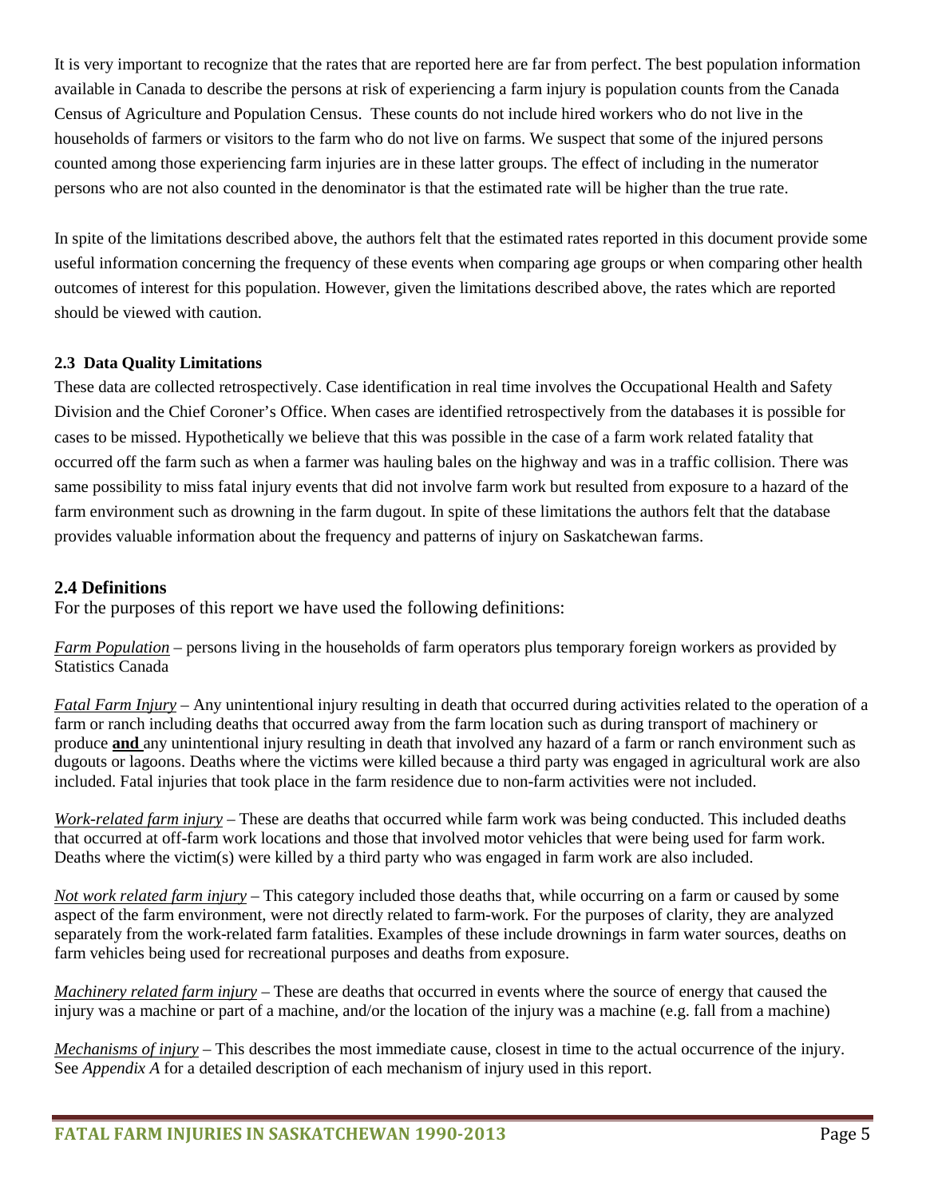It is very important to recognize that the rates that are reported here are far from perfect. The best population information available in Canada to describe the persons at risk of experiencing a farm injury is population counts from the Canada Census of Agriculture and Population Census. These counts do not include hired workers who do not live in the households of farmers or visitors to the farm who do not live on farms. We suspect that some of the injured persons counted among those experiencing farm injuries are in these latter groups. The effect of including in the numerator persons who are not also counted in the denominator is that the estimated rate will be higher than the true rate.

In spite of the limitations described above, the authors felt that the estimated rates reported in this document provide some useful information concerning the frequency of these events when comparing age groups or when comparing other health outcomes of interest for this population. However, given the limitations described above, the rates which are reported should be viewed with caution.

### 2.3 Data Quality Limitations

These data are collected retrospectively. Case identification in real time involves the Occupational Health and Safety Division and the Chief Coroner's Office. When cases are identified retrospectively from the databases it is possible for cases to be missed. Hypothetically we believe that this was possible in the case of a farm work related fatality that occurred off the farm such as when a farmer was hauling bales on the highway and was in a traffic collision. There was same possibility to miss fatal injury events that did not involve farm work but resulted from exposure to a hazard of the farm environment such as drowning in the farm dugout. In spite of these limitations the authors felt that the database provides valuable information about the frequency and patterns of injury on Saskatchewan farms.

### 2.4 Definitions

For the purposes of this report we have used the following definitions:

*Farm Population* – persons living in the households of farm operators plus temporary foreign workers as provided by Statistics Canada

*Fatal Farm Injury* – Any unintentional injury resulting in death that occurred during activities related to the operation of a farm or ranch including deaths that occurred away from the farm location such as during transport of machinery or produce **and** any unintentional injury resulting in death that involved any hazard of a farm or ranch environment such as dugouts or lagoons. Deaths where the victims were killed because a third party was engaged in agricultural work are also included. Fatal injuries that took place in the farm residence due to non-farm activities were not included.

*Work-related farm injury* – These are deaths that occurred while farm work was being conducted. This included deaths that occurred at off-farm work locations and those that involved motor vehicles that were being used for farm work. Deaths where the victim(s) were killed by a third party who was engaged in farm work are also included.

*Not work related farm injury* – This category included those deaths that, while occurring on a farm or caused by some aspect of the farm environment, were not directly related to farm-work. For the purposes of clarity, they are analyzed separately from the work-related farm fatalities. Examples of these include drownings in farm water sources, deaths on farm vehicles being used for recreational purposes and deaths from exposure.

*Machinery related farm injury* – These are deaths that occurred in events where the source of energy that caused the injury was a machine or part of a machine, and/or the location of the injury was a machine (e.g. fall from a machine)

*Mechanisms of injury* – This describes the most immediate cause, closest in time to the actual occurrence of the injury. See *Appendix A* for a detailed description of each mechanism of injury used in this report.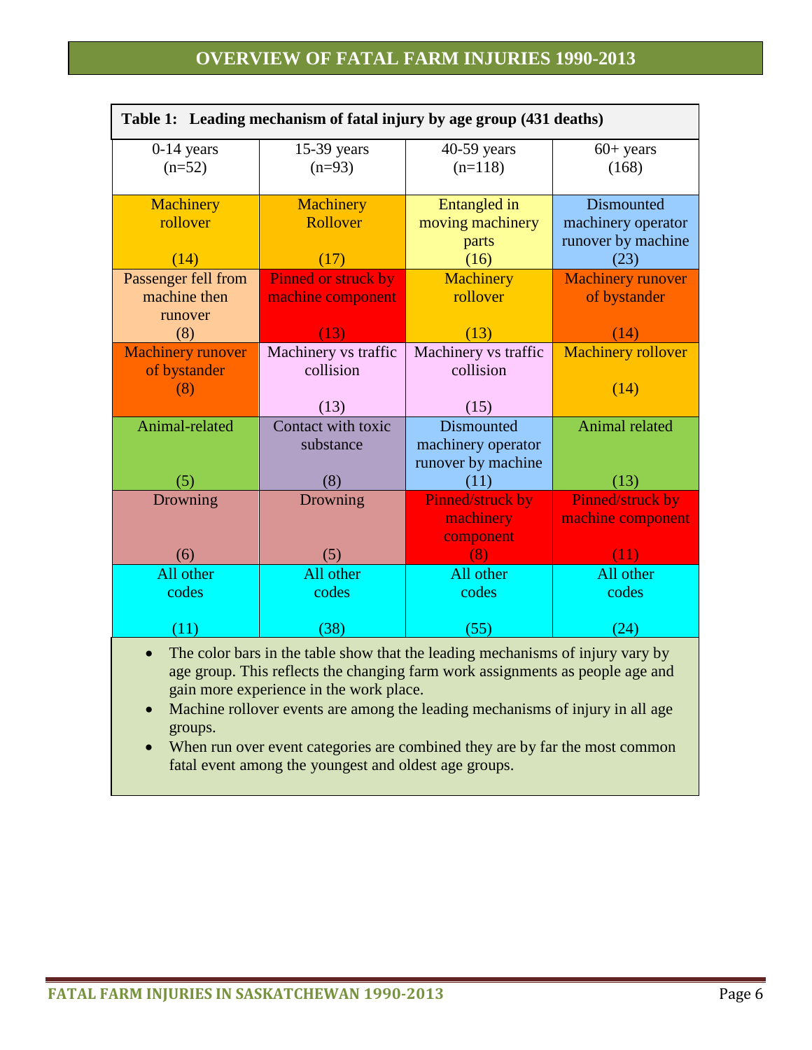# OVERVIEW OF FATAL FARM INJURIES 1990-2013

**Table 1: Leading mechanism of fatal injury by age group (431 deaths)**

| 0-14 years (n=52) | 15-39 years (n=93) | 40-59 years (n=118) | 60+ years (168) |
|---|---|---|---|
| Machinery rollover (14) | Machinery Rollover (17) | Entangled in moving machinery parts (16) | Dismounted machinery operator runover by machine (23) |
| Passenger fell from machine then runover (8) | Pinned or struck by machine component (13) | Machinery rollover (13) | Machinery runover of bystander (14) |
| Machinery runover of bystander (8) | Machinery vs traffic collision (13) | Machinery vs traffic collision (15) | Machinery rollover (14) |
| Animal-related (5) | Contact with toxic substance (8) | Dismounted machinery operator runover by machine (11) | Animal related (13) |
| Drowning (6) | Drowning (5) | Pinned/struck by machinery component (8) | Pinned/struck by machine component (11) |
| All other codes (11) | All other codes (38) | All other codes (55) | All other codes (24) |

- The color bars in the table show that the leading mechanisms of injury vary by age group. This reflects the changing farm work assignments as people age and gain more experience in the work place.
- Machine rollover events are among the leading mechanisms of injury in all age groups.
- When run over event categories are combined they are by far the most common fatal event among the youngest and oldest age groups.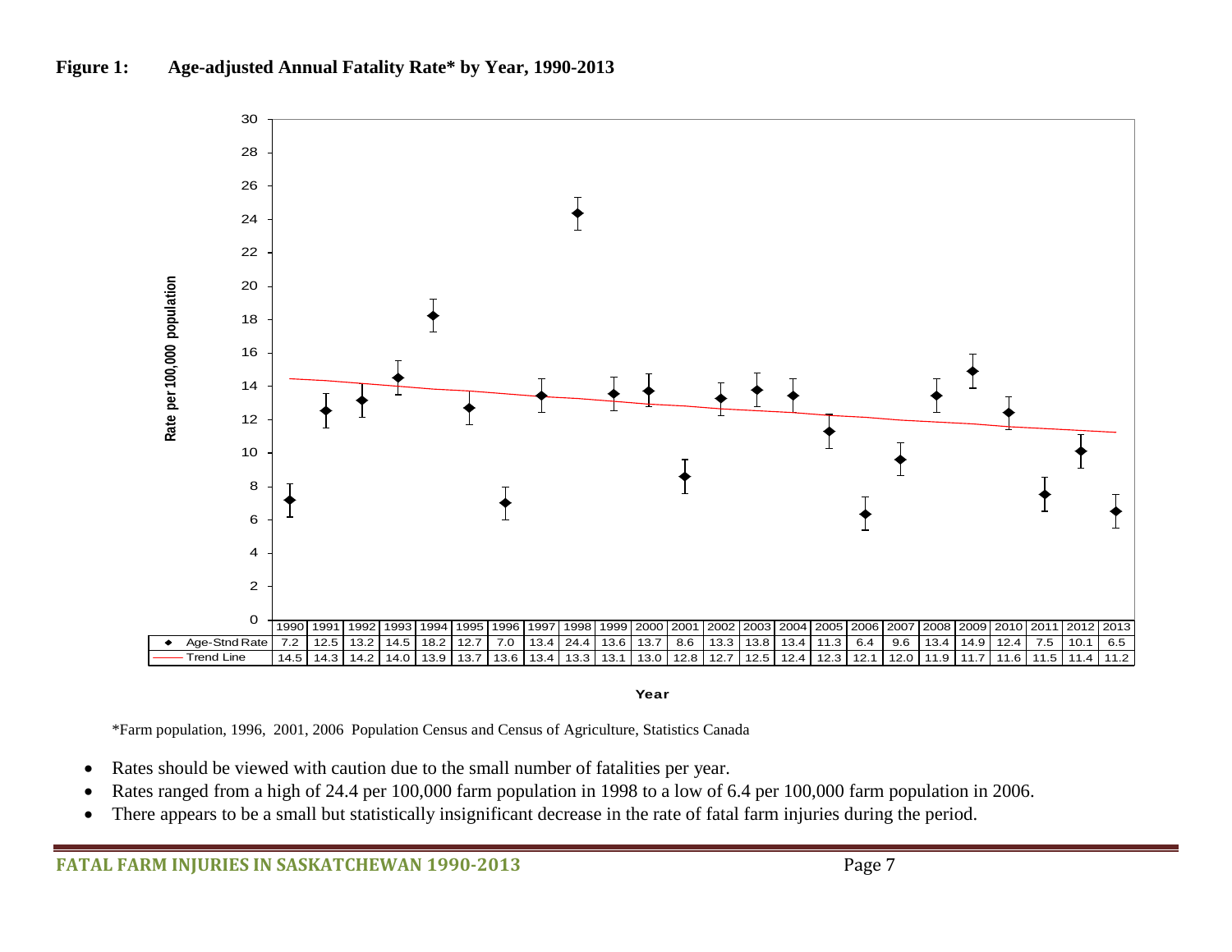**Figure 1: Age-adjusted Annual Fatality Rate* by Year, 1990-2013**

Rate per 100,000 population

30
28
26
24
22
20
18
16
14
12
10
8
6
4
2
0

1990 1991 1992 1993 1994 1995 1996 1997 1998 1999 2000 2001 2002 2003 2004 2005 2006 2007 2008 2009 2010 2011 2012 2013

Age-Stnd Rate 7.2 12.5 13.2 14.5 18.2 12.7 7.0 13.4 24.4 13.6 13.7 8.6 13.3 13.8 13.4 11.3 6.4 9.6 13.4 14.9 12.4 7.5 10.1 6.5

Trend Line 14.5 14.3 14.2 14.0 13.9 13.7 13.6 13.4 13.3 13.1 13.0 12.8 12.7 12.5 12.4 12.3 12.1 12.0 11.9 11.7 11.6 11.5 11.4 11.2

Year

*Farm population, 1996, 2001, 2006 Population Census and Census of Agriculture, Statistics Canada

- Rates should be viewed with caution due to the small number of fatalities per year.
- Rates ranged from a high of 24.4 per 100,000 farm population in 1998 to a low of 6.4 per 100,000 farm population in 2006.
- There appears to be a small but statistically insignificant decrease in the rate of fatal farm injuries during the period.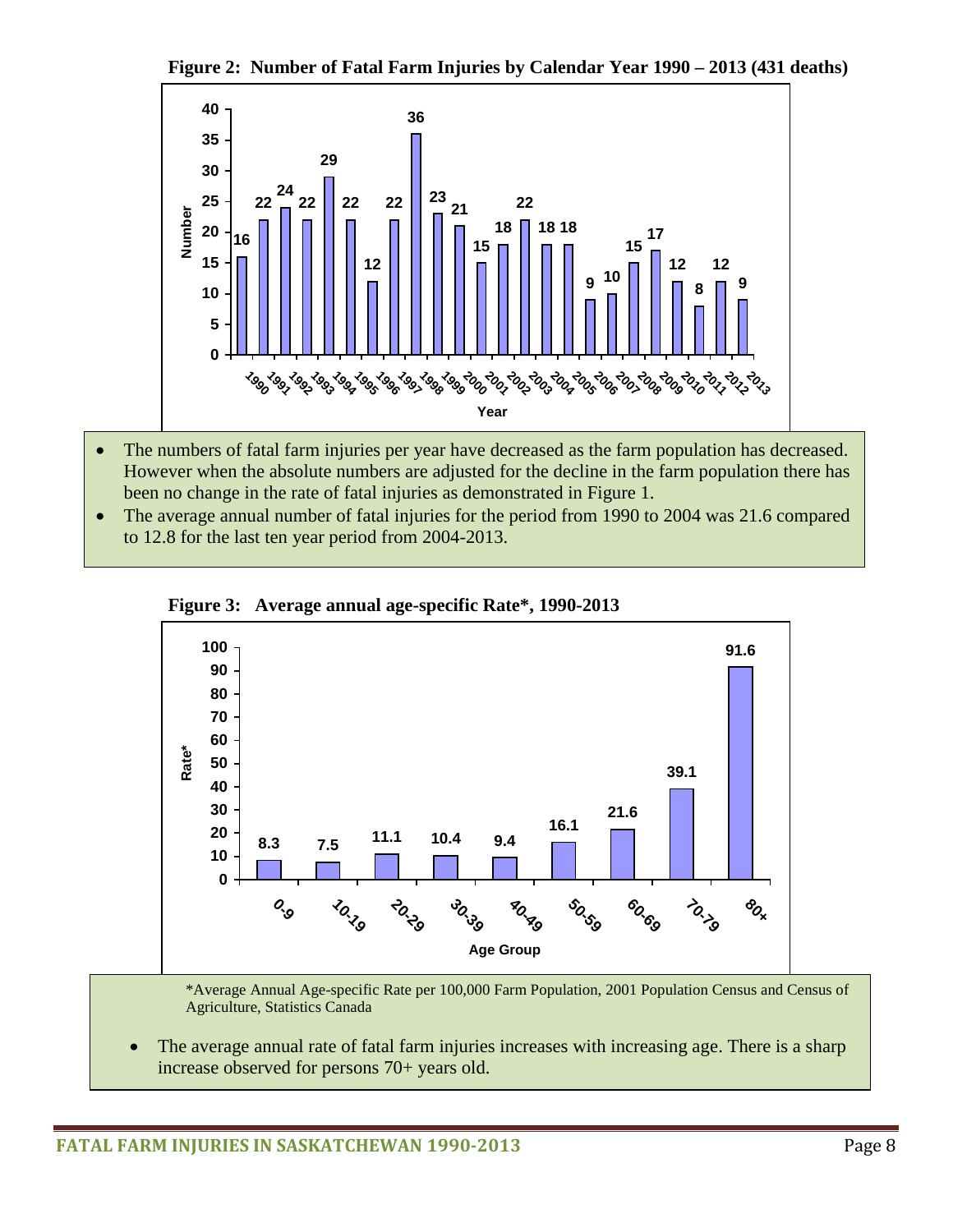**Figure 2: Number of Fatal Farm Injuries by Calendar Year 1990 – 2013 (431 deaths)**

Number

40
35
30
25
20
15
10
5
0

16 22 24 22 29 22 12 22 36 23 21 15 18 22 18 18 9 10 15 17 12 8 12 9

1990 1991 1992 1993 1994 1995 1996 1997 1998 1999 2000 2001 2002 2003 2004 2005 2006 2007 2008 2009 2010 2011 2012 2013

Year

- The numbers of fatal farm injuries per year have decreased as the farm population has decreased. However when the absolute numbers are adjusted for the decline in the farm population there has been no change in the rate of fatal injuries as demonstrated in Figure 1.
- The average annual number of fatal injuries for the period from 1990 to 2004 was 21.6 compared to 12.8 for the last ten year period from 2004-2013.

**Figure 3: Average annual age-specific Rate*, 1990-2013**

Rate*

100
90
80
70
60
50
40
30
20
10
0

8.3 7.5 11.1 10.4 9.4 16.1 21.6 39.1 91.6

0-9 10-19 20-29 30-39 40-49 50-59 60-69 70-79 80+

Age Group

*Average Annual Age-specific Rate per 100,000 Farm Population, 2001 Population Census and Census of Agriculture, Statistics Canada

- The average annual rate of fatal farm injuries increases with increasing age. There is a sharp increase observed for persons 70+ years old.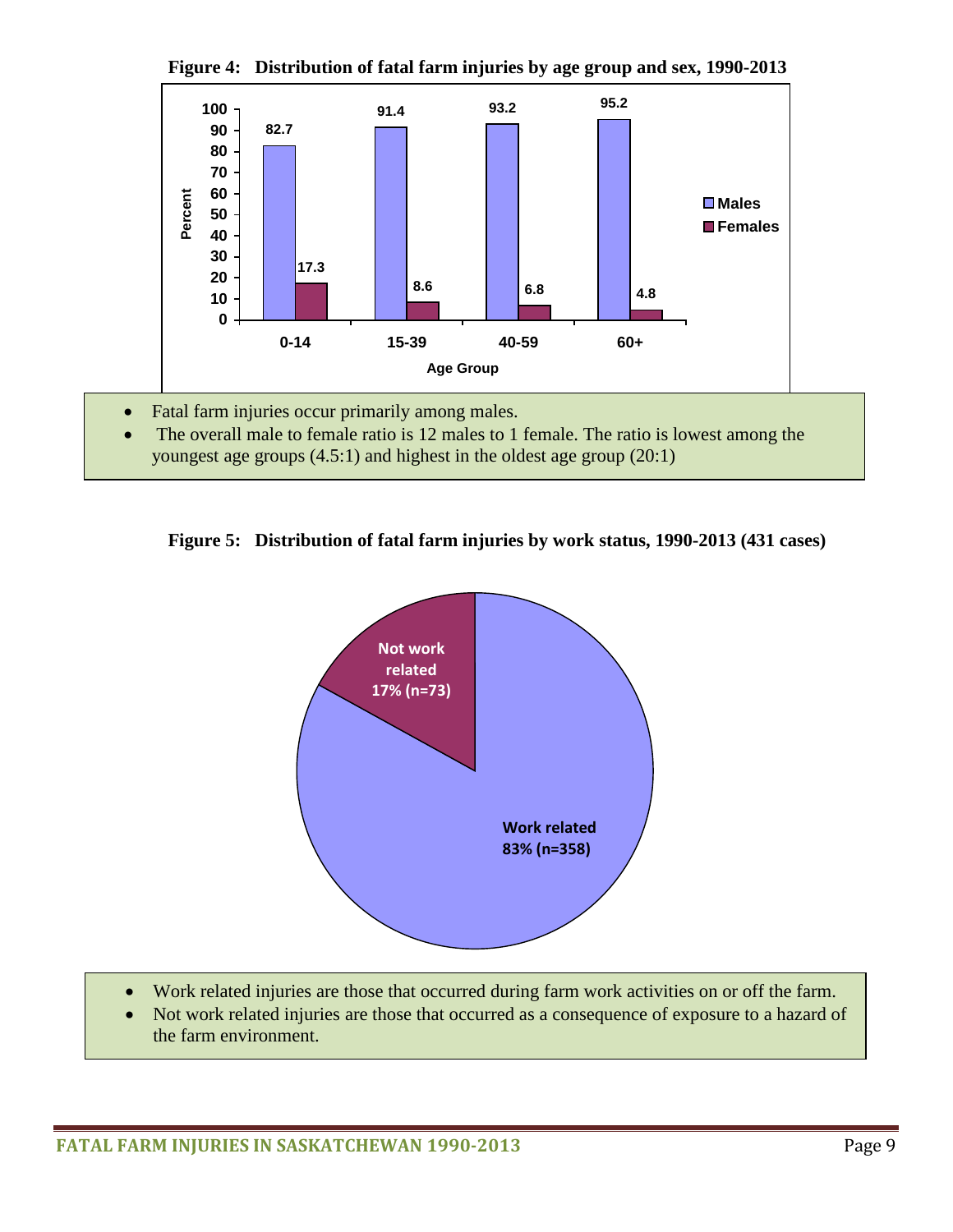**Figure 4: Distribution of fatal farm injuries by age group and sex, 1990-2013**

Percent

100
90
80
70
60
50
40
30
20
10
0

82.7
17.3
91.4
8.6
93.2
6.8
95.2
4.8

0-14
15-39
40-59
60+

Age Group

Males
Females

- Fatal farm injuries occur primarily among males.
- The overall male to female ratio is 12 males to 1 female. The ratio is lowest among the youngest age groups (4.5:1) and highest in the oldest age group (20:1)

**Figure 5: Distribution of fatal farm injuries by work status, 1990-2013 (431 cases)**

Not work related 17% (n=73)

Work related 83% (n=358)

- Work related injuries are those that occurred during farm work activities on or off the farm.
- Not work related injuries are those that occurred as a consequence of exposure to a hazard of the farm environment.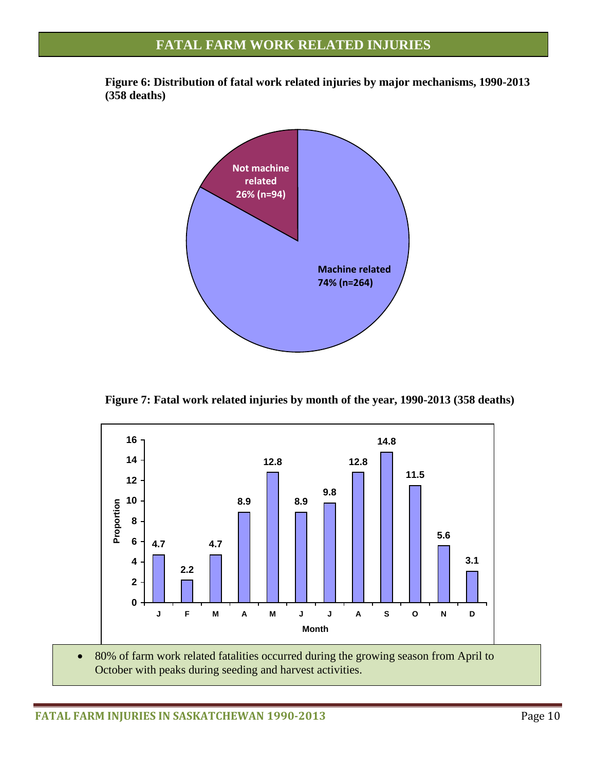## FATAL FARM WORK RELATED INJURIES

**Figure 6: Distribution of fatal work related injuries by major mechanisms, 1990-2013 (358 deaths)**

Not machine related
26% (n=94)

Machine related
74% (n=264)

**Figure 7: Fatal work related injuries by month of the year, 1990-2013 (358 deaths)**

Proportion

0
2
4
6
8
10
12
14
16

4.7
2.2
4.7
8.9
12.8
8.9
9.8
12.8
14.8
11.5
5.6
3.1

J F M A M J J A S O N D

Month

- 80% of farm work related fatalities occurred during the growing season from April to October with peaks during seeding and harvest activities.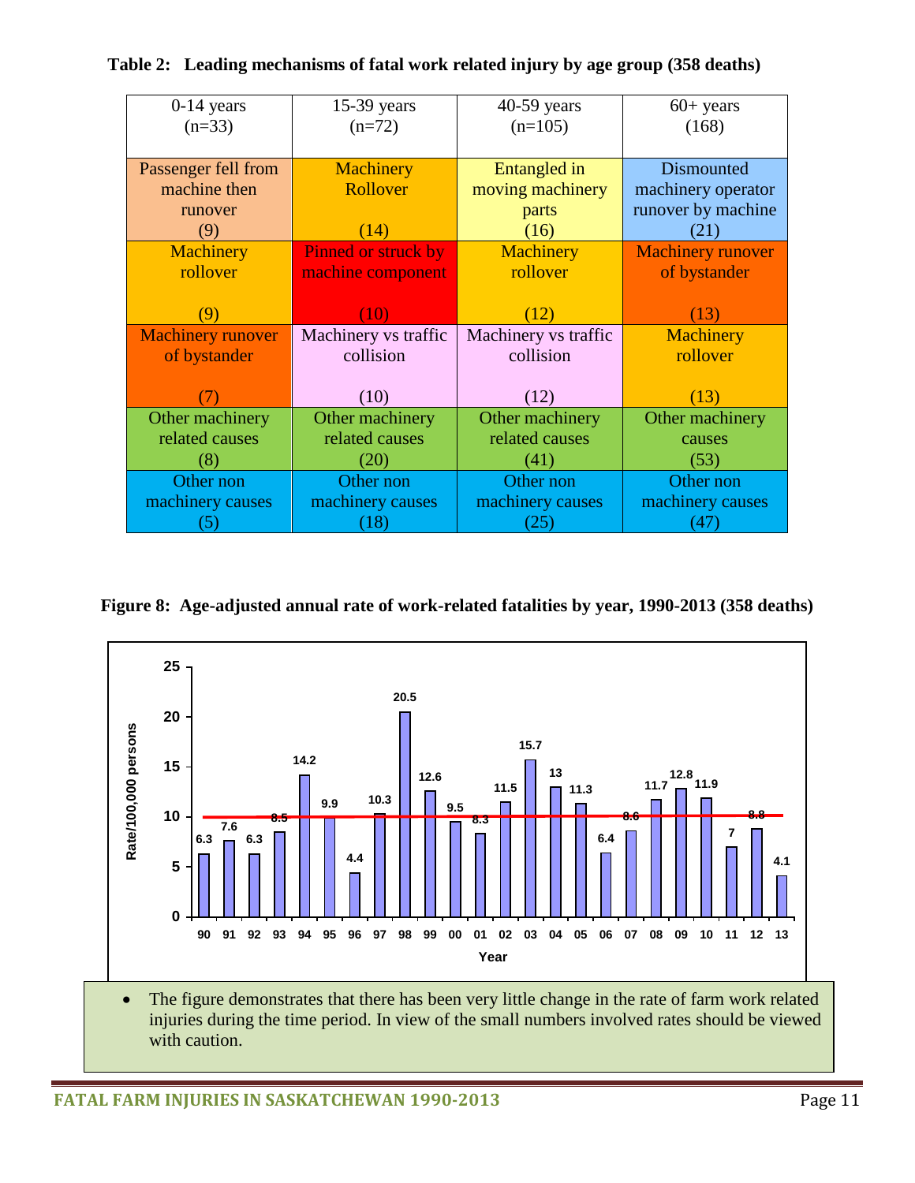**Table 2: Leading mechanisms of fatal work related injury by age group (358 deaths)**

| 0-14 years (n=33) | 15-39 years (n=72) | 40-59 years (n=105) | 60+ years (168) |
|---|---|---|---|
| Passenger fell from machine then runover (9) | Machinery Rollover (14) | Entangled in moving machinery parts (16) | Dismounted machinery operator runover by machine (21) |
| Machinery rollover (9) | Pinned or struck by machine component (10) | Machinery rollover (12) | Machinery runover of bystander (13) |
| Machinery runover of bystander (7) | Machinery vs traffic collision (10) | Machinery vs traffic collision (12) | Machinery rollover (13) |
| Other machinery related causes (8) | Other machinery related causes (20) | Other machinery related causes (41) | Other machinery causes (53) |
| Other non machinery causes (5) | Other non machinery causes (18) | Other non machinery causes (25) | Other non machinery causes (47) |

**Figure 8: Age-adjusted annual rate of work-related fatalities by year, 1990-2013 (358 deaths)**

Rate/100,000 persons

0
5
10
15
20
25

6.3 7.6 6.3 8.5 14.2 9.9 4.4 10.3 20.5 12.6 9.5 8.3 11.5 15.7 13 11.3 6.4 8.6 11.7 12.8 11.9 7 8.8 4.1

90 91 92 93 94 95 96 97 98 99 00 01 02 03 04 05 06 07 08 09 10 11 12 13

Year

- The figure demonstrates that there has been very little change in the rate of farm work related injuries during the time period. In view of the small numbers involved rates should be viewed with caution.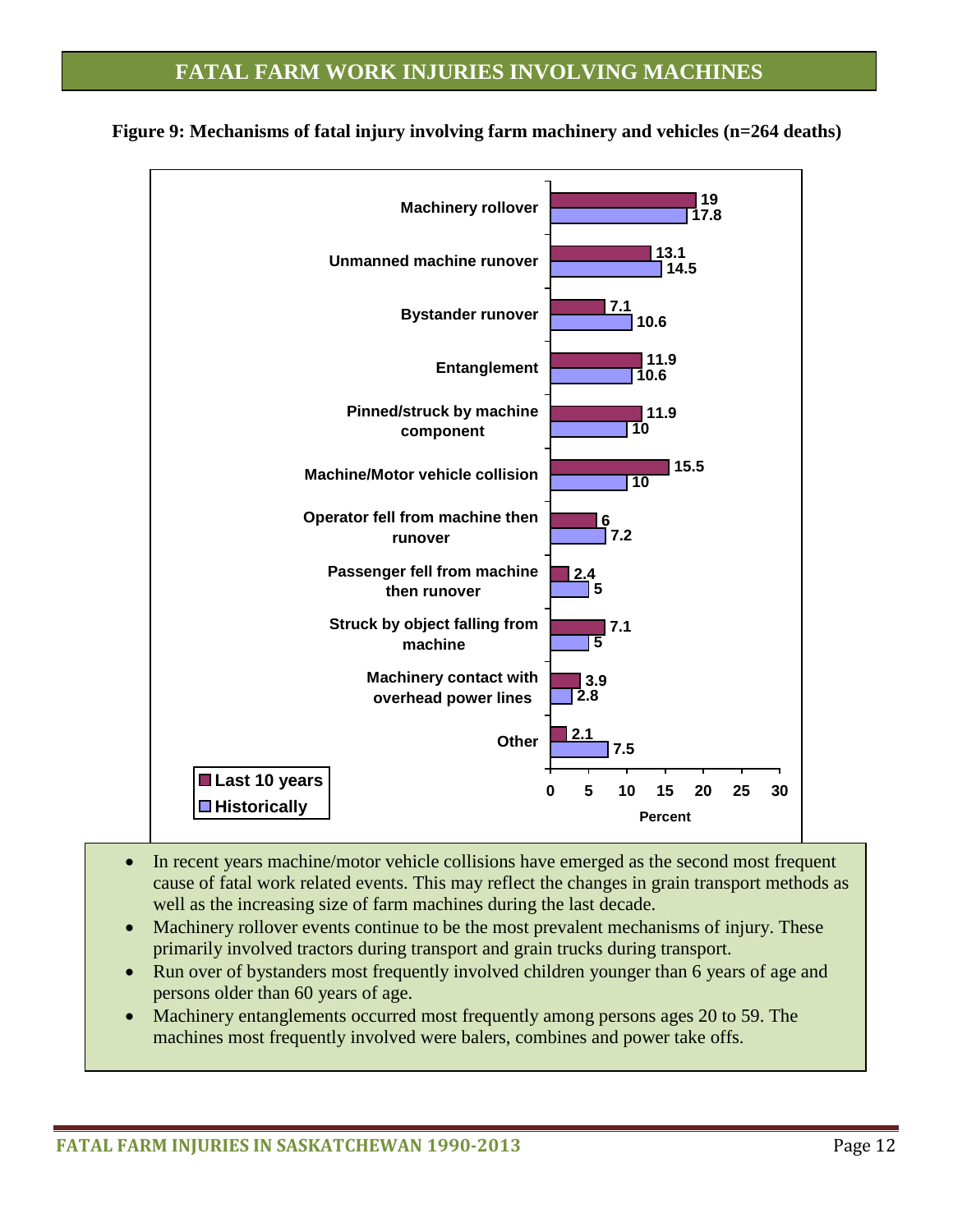# FATAL FARM WORK INJURIES INVOLVING MACHINES

**Figure 9: Mechanisms of fatal injury involving farm machinery and vehicles (n=264 deaths)**

Machinery rollover 19 17.8
Unmanned machine runover 13.1 14.5
Bystander runover 7.1 10.6
Entanglement 11.9 10.6
Pinned/struck by machine component 11.9 10
Machine/Motor vehicle collision 15.5 10
Operator fell from machine then runover 6 7.2
Passenger fell from machine then runover 2.4 5
Struck by object falling from machine 7.1 5
Machinery contact with overhead power lines 3.9 2.8
Other 2.1 7.5

0 5 10 15 20 25 30
Percent

Last 10 years
Historically

- In recent years machine/motor vehicle collisions have emerged as the second most frequent cause of fatal work related events. This may reflect the changes in grain transport methods as well as the increasing size of farm machines during the last decade.
- Machinery rollover events continue to be the most prevalent mechanisms of injury. These primarily involved tractors during transport and grain trucks during transport.
- Run over of bystanders most frequently involved children younger than 6 years of age and persons older than 60 years of age.
- Machinery entanglements occurred most frequently among persons ages 20 to 59. The machines most frequently involved were balers, combines and power take offs.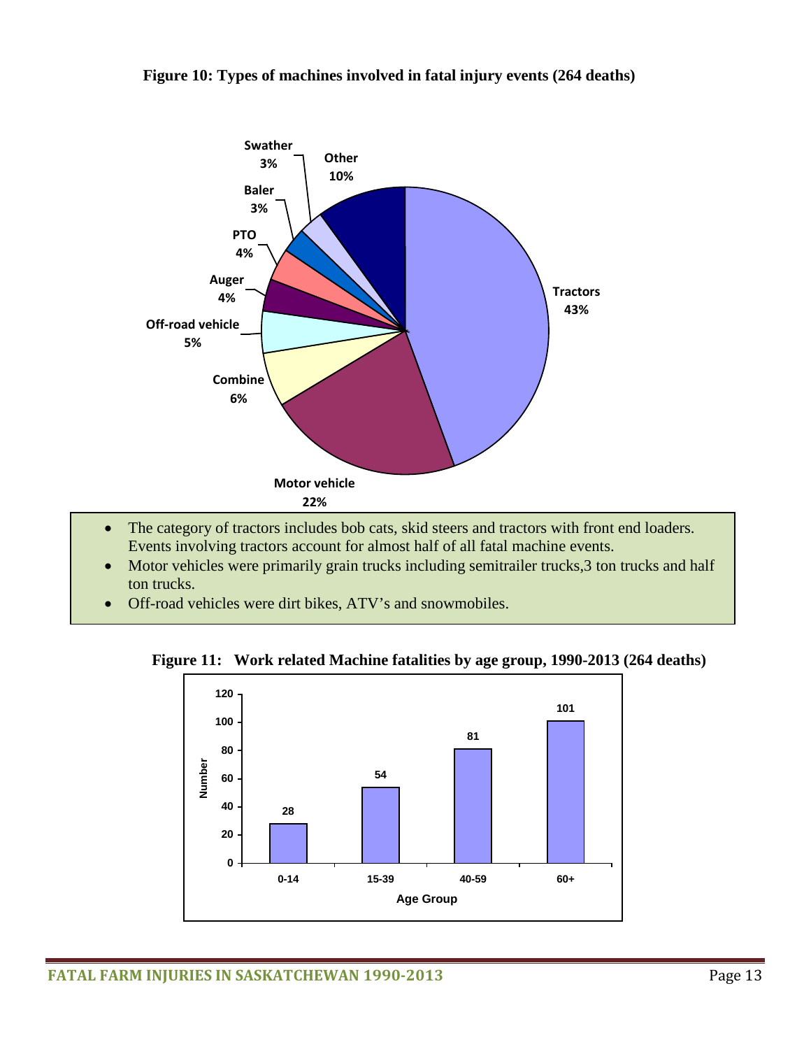**Figure 10: Types of machines involved in fatal injury events (264 deaths)**

Swather
3%

Other
10%

Baler
3%

PTO
4%

Auger
4%

Off-road vehicle
5%

Combine
6%

Motor vehicle
22%

Tractors
43%

- The category of tractors includes bob cats, skid steers and tractors with front end loaders. Events involving tractors account for almost half of all fatal machine events.
- Motor vehicles were primarily grain trucks including semitrailer trucks,3 ton trucks and half ton trucks.
- Off-road vehicles were dirt bikes, ATV's and snowmobiles.

**Figure 11: Work related Machine fatalities by age group, 1990-2013 (264 deaths)**

Number

0
20
40
60
80
100
120

28
54
81
101

0-14
15-39
40-59
60+

Age Group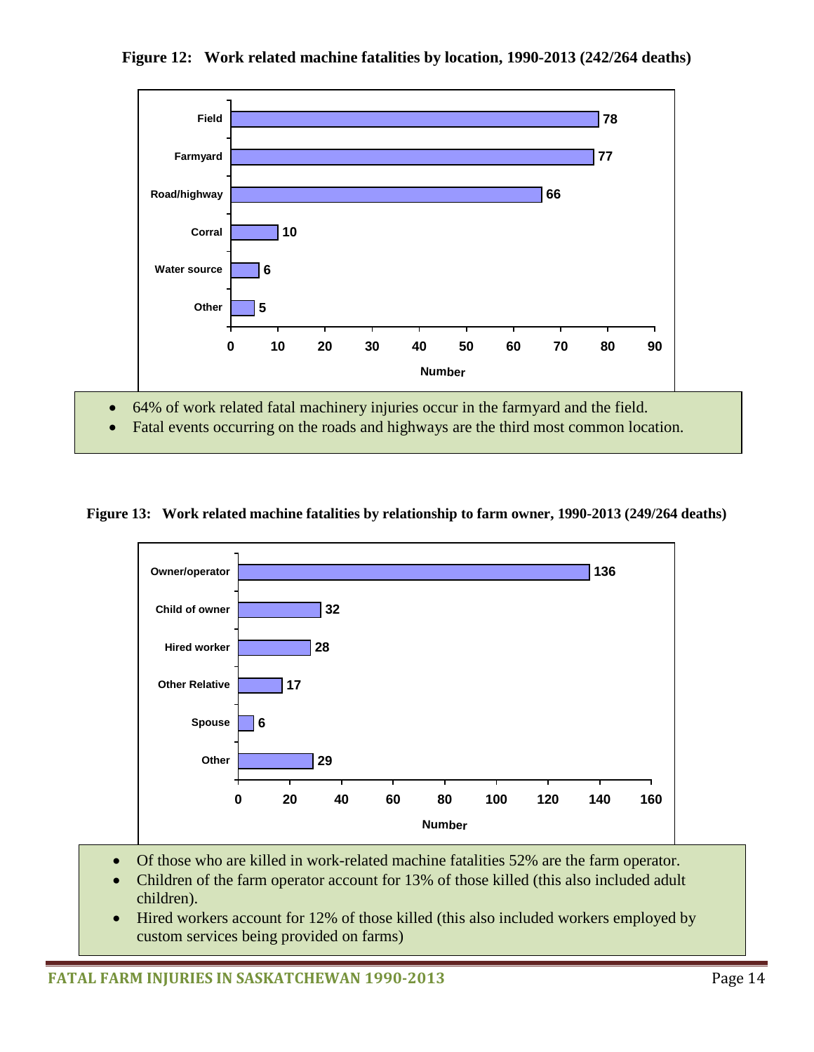**Figure 12: Work related machine fatalities by location, 1990-2013 (242/264 deaths)**

Field 78
Farmyard 77
Road/highway 66
Corral 10
Water source 6
Other 5

0 10 20 30 40 50 60 70 80 90
Number

- 64% of work related fatal machinery injuries occur in the farmyard and the field.
- Fatal events occurring on the roads and highways are the third most common location.

**Figure 13: Work related machine fatalities by relationship to farm owner, 1990-2013 (249/264 deaths)**

Owner/operator 136
Child of owner 32
Hired worker 28
Other Relative 17
Spouse 6
Other 29

0 20 40 60 80 100 120 140 160
Number

- Of those who are killed in work-related machine fatalities 52% are the farm operator.
- Children of the farm operator account for 13% of those killed (this also included adult children).
- Hired workers account for 12% of those killed (this also included workers employed by custom services being provided on farms)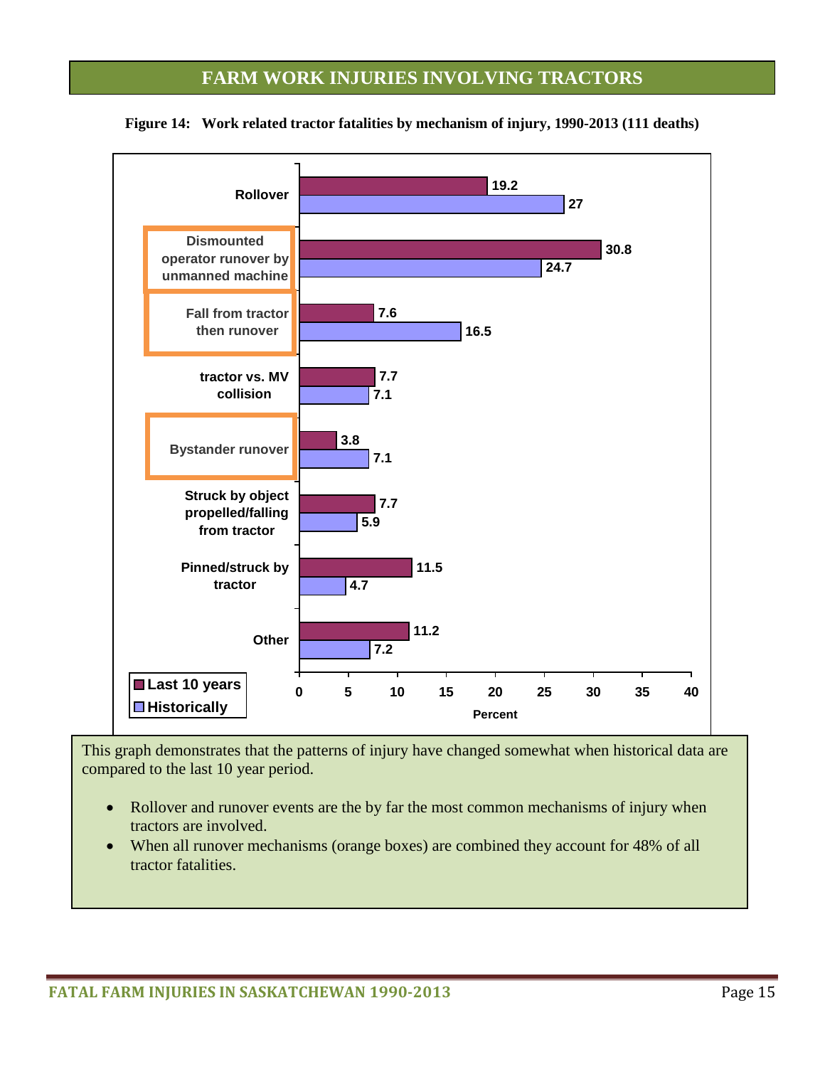# FARM WORK INJURIES INVOLVING TRACTORS

**Figure 14: Work related tractor fatalities by mechanism of injury, 1990-2013 (111 deaths)**

Rollover
19.2
27

Dismounted operator runover by unmanned machine
30.8
24.7

Fall from tractor then runover
7.6
16.5

tractor vs. MV collision
7.7
7.1

Bystander runover
3.8
7.1

Struck by object propelled/falling from tractor
7.7
5.9

Pinned/struck by tractor
11.5
4.7

Other
11.2
7.2

0 5 10 15 20 25 30 35 40

Percent

Last 10 years
Historically

This graph demonstrates that the patterns of injury have changed somewhat when historical data are compared to the last 10 year period.

- Rollover and runover events are the by far the most common mechanisms of injury when tractors are involved.
- When all runover mechanisms (orange boxes) are combined they account for 48% of all tractor fatalities.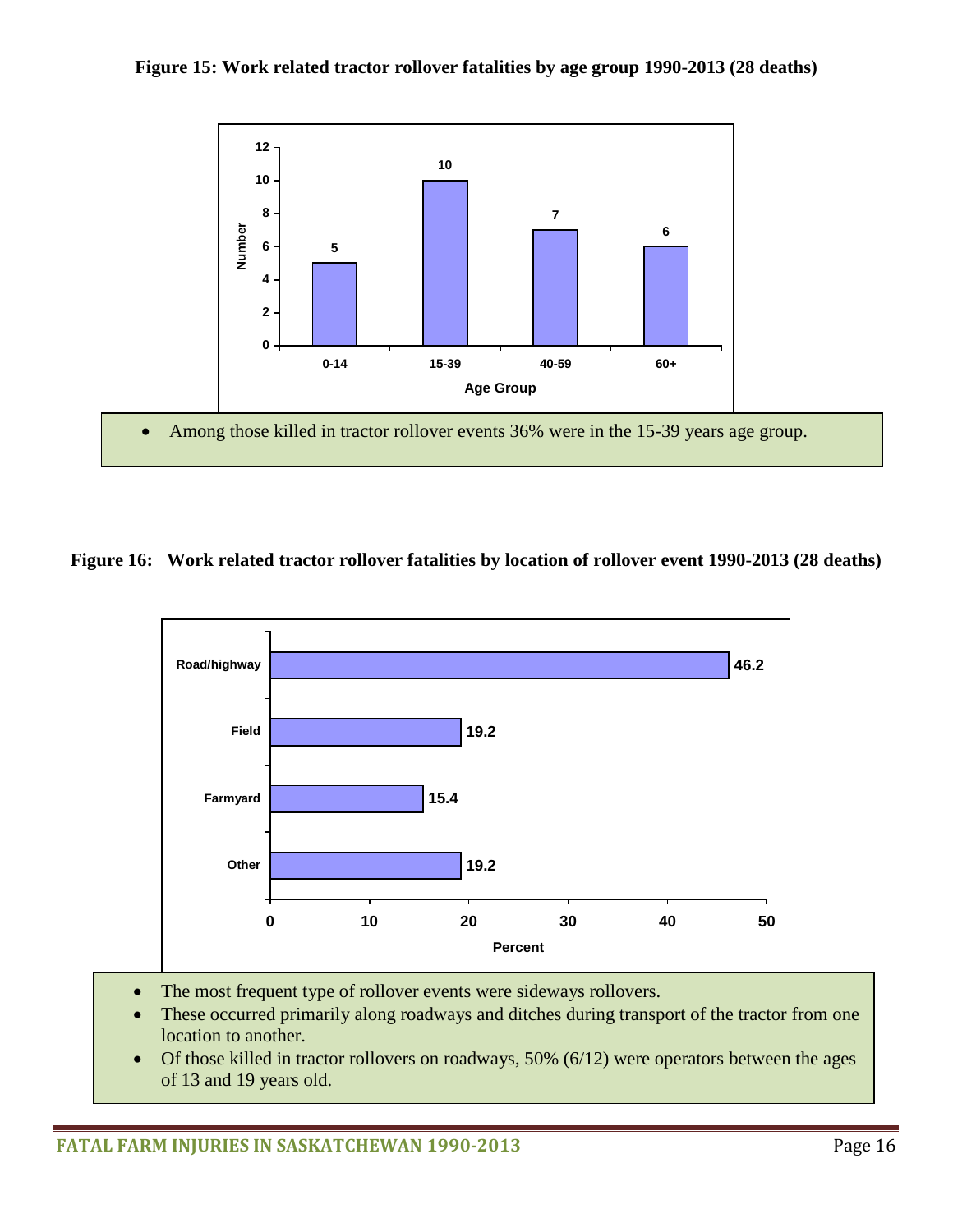**Figure 15: Work related tractor rollover fatalities by age group 1990-2013 (28 deaths)**

12
10
8
6
4
2
0

Number

10
7
6
5

0-14
15-39
40-59
60+

Age Group

- Among those killed in tractor rollover events 36% were in the 15-39 years age group.

**Figure 16: Work related tractor rollover fatalities by location of rollover event 1990-2013 (28 deaths)**

Road/highway 46.2
Field 19.2
Farmyard 15.4
Other 19.2

0
10
20
30
40
50

Percent

- The most frequent type of rollover events were sideways rollovers.
- These occurred primarily along roadways and ditches during transport of the tractor from one location to another.
- Of those killed in tractor rollovers on roadways, 50% (6/12) were operators between the ages of 13 and 19 years old.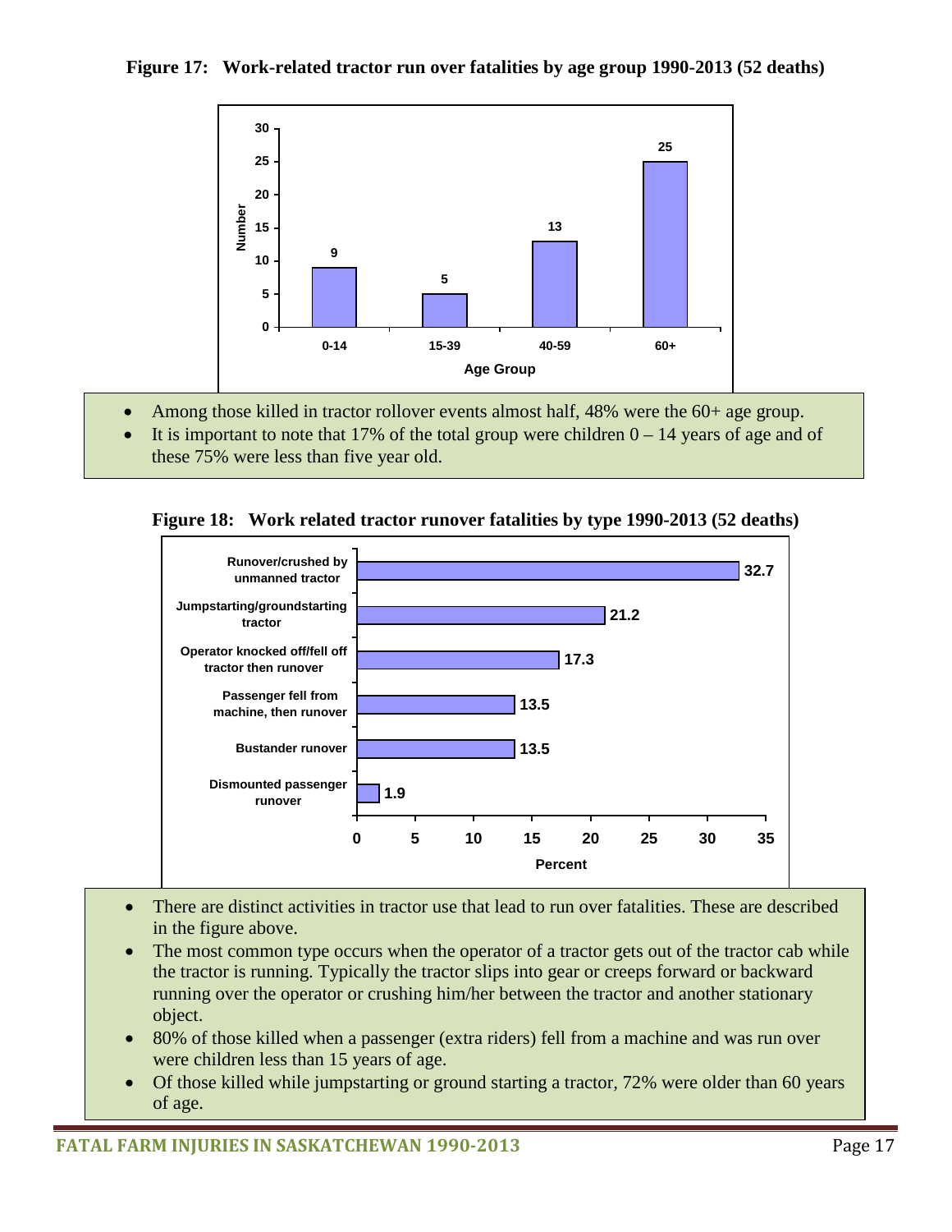**Figure 17: Work-related tractor run over fatalities by age group 1990-2013 (52 deaths)**

Number

30
25
20
15
10
5
0

9
5
13
25

0-14
15-39
40-59
60+

Age Group

- Among those killed in tractor rollover events almost half, 48% were the 60+ age group.
- It is important to note that 17% of the total group were children 0 – 14 years of age and of these 75% were less than five year old.

**Figure 18: Work related tractor runover fatalities by type 1990-2013 (52 deaths)**

Runover/crushed by unmanned tractor
32.7

Jumpstarting/groundstarting tractor
21.2

Operator knocked off/fell off tractor then runover
17.3

Passenger fell from machine, then runover
13.5

Bustander runover
13.5

Dismounted passenger runover
1.9

0
5
10
15
20
25
30
35

Percent

- There are distinct activities in tractor use that lead to run over fatalities. These are described in the figure above.
- The most common type occurs when the operator of a tractor gets out of the tractor cab while the tractor is running. Typically the tractor slips into gear or creeps forward or backward running over the operator or crushing him/her between the tractor and another stationary object.
- 80% of those killed when a passenger (extra riders) fell from a machine and was run over were children less than 15 years of age.
- Of those killed while jumpstarting or ground starting a tractor, 72% were older than 60 years of age.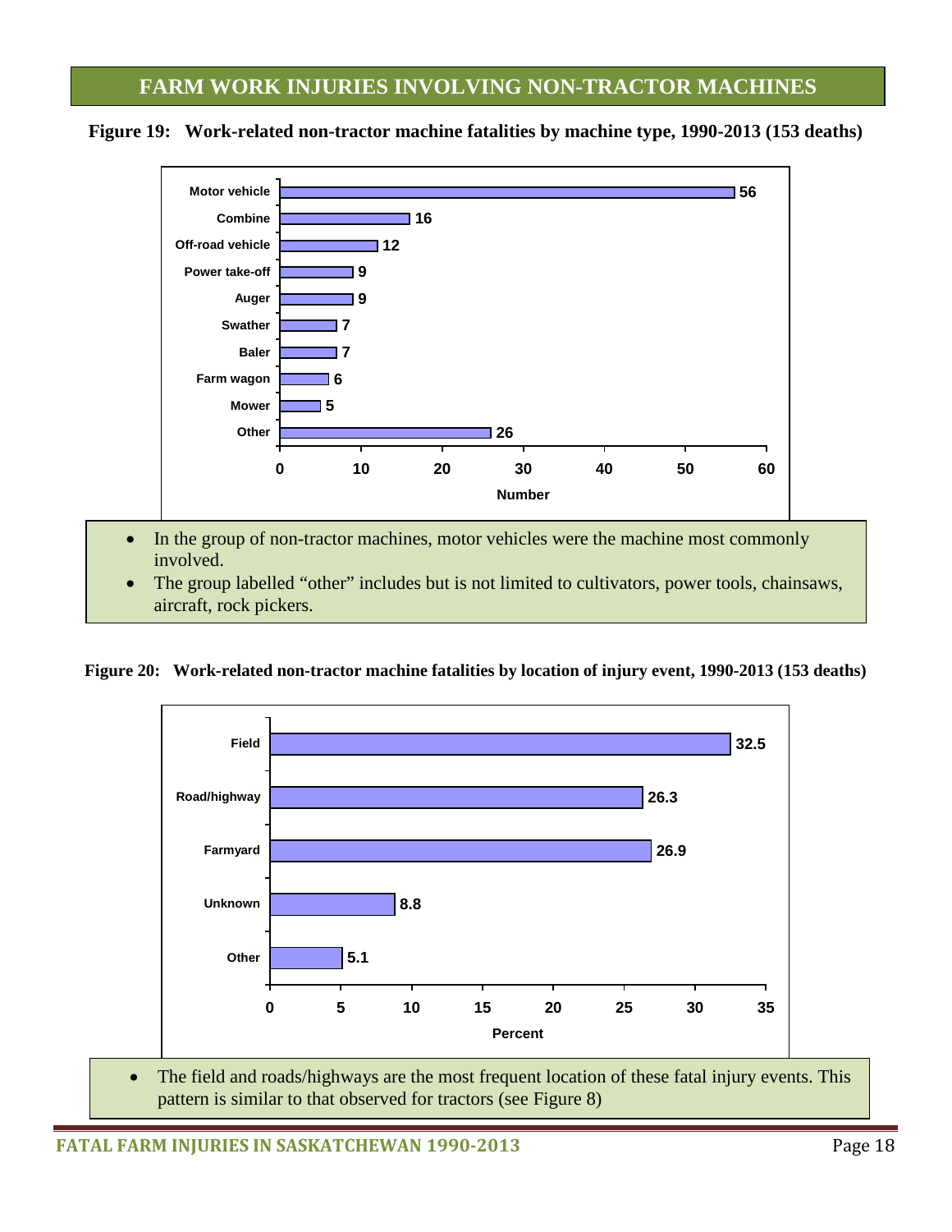## FARM WORK INJURIES INVOLVING NON-TRACTOR MACHINES

**Figure 19: Work-related non-tractor machine fatalities by machine type, 1990-2013 (153 deaths)**

Motor vehicle 56
Combine 16
Off-road vehicle 12
Power take-off 9
Auger 9
Swather 7
Baler 7
Farm wagon 6
Mower 5
Other 26

0 10 20 30 40 50 60
Number

- In the group of non-tractor machines, motor vehicles were the machine most commonly involved.
- The group labelled "other" includes but is not limited to cultivators, power tools, chainsaws, aircraft, rock pickers.

**Figure 20: Work-related non-tractor machine fatalities by location of injury event, 1990-2013 (153 deaths)**

Field 32.5
Road/highway 26.3
Farmyard 26.9
Unknown 8.8
Other 5.1

0 5 10 15 20 25 30 35
Percent

- The field and roads/highways are the most frequent location of these fatal injury events. This pattern is similar to that observed for tractors (see Figure 8)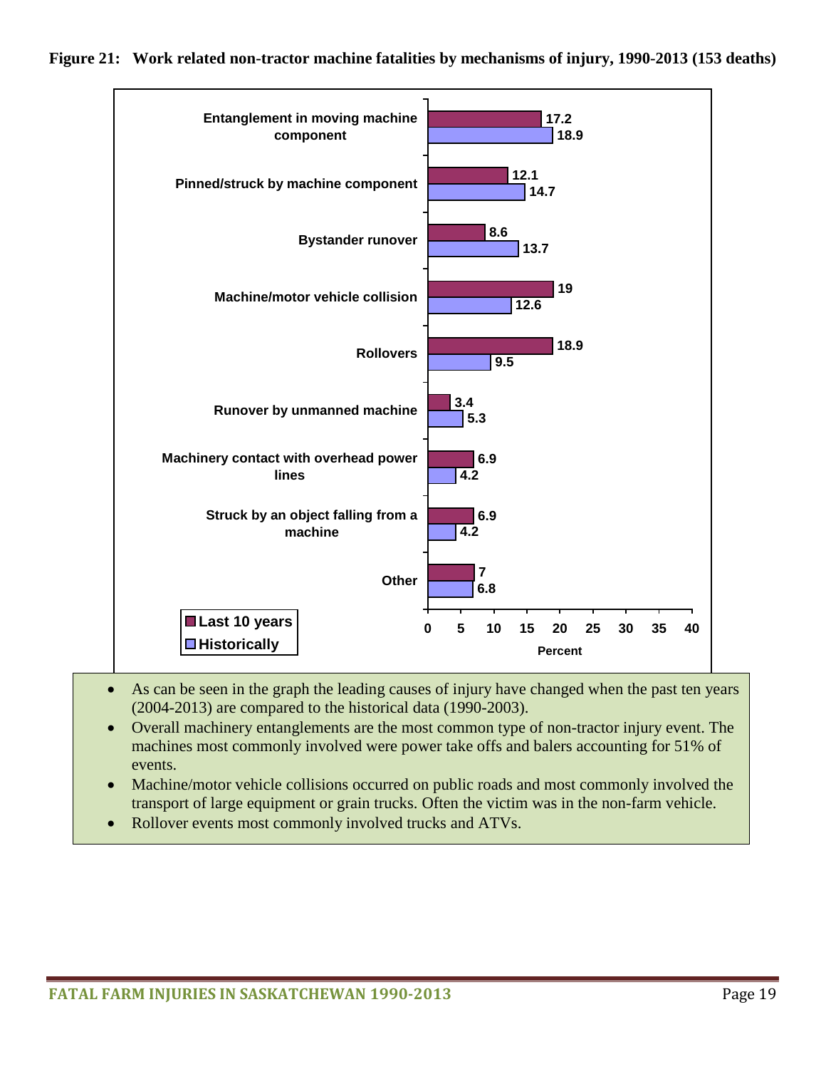**Figure 21: Work related non-tractor machine fatalities by mechanisms of injury, 1990-2013 (153 deaths)**

Entangling in moving machine component
17.2
18.9

Pinned/struck by machine component
12.1
14.7

Bystander runover
8.6
13.7

Machine/motor vehicle collision
19
12.6

Rollovers
18.9
9.5

Runover by unmanned machine
3.4
5.3

Machinery contact with overhead power lines
6.9
4.2

Struck by an object falling from a machine
6.9
4.2

Other
7
6.8

Last 10 years
Historically

0 5 10 15 20 25 30 35 40

Percent

- As can be seen in the graph the leading causes of injury have changed when the past ten years (2004-2013) are compared to the historical data (1990-2003).
- Overall machinery entanglements are the most common type of non-tractor injury event. The machines most commonly involved were power take offs and balers accounting for 51% of events.
- Machine/motor vehicle collisions occurred on public roads and most commonly involved the transport of large equipment or grain trucks. Often the victim was in the non-farm vehicle.
- Rollover events most commonly involved trucks and ATVs.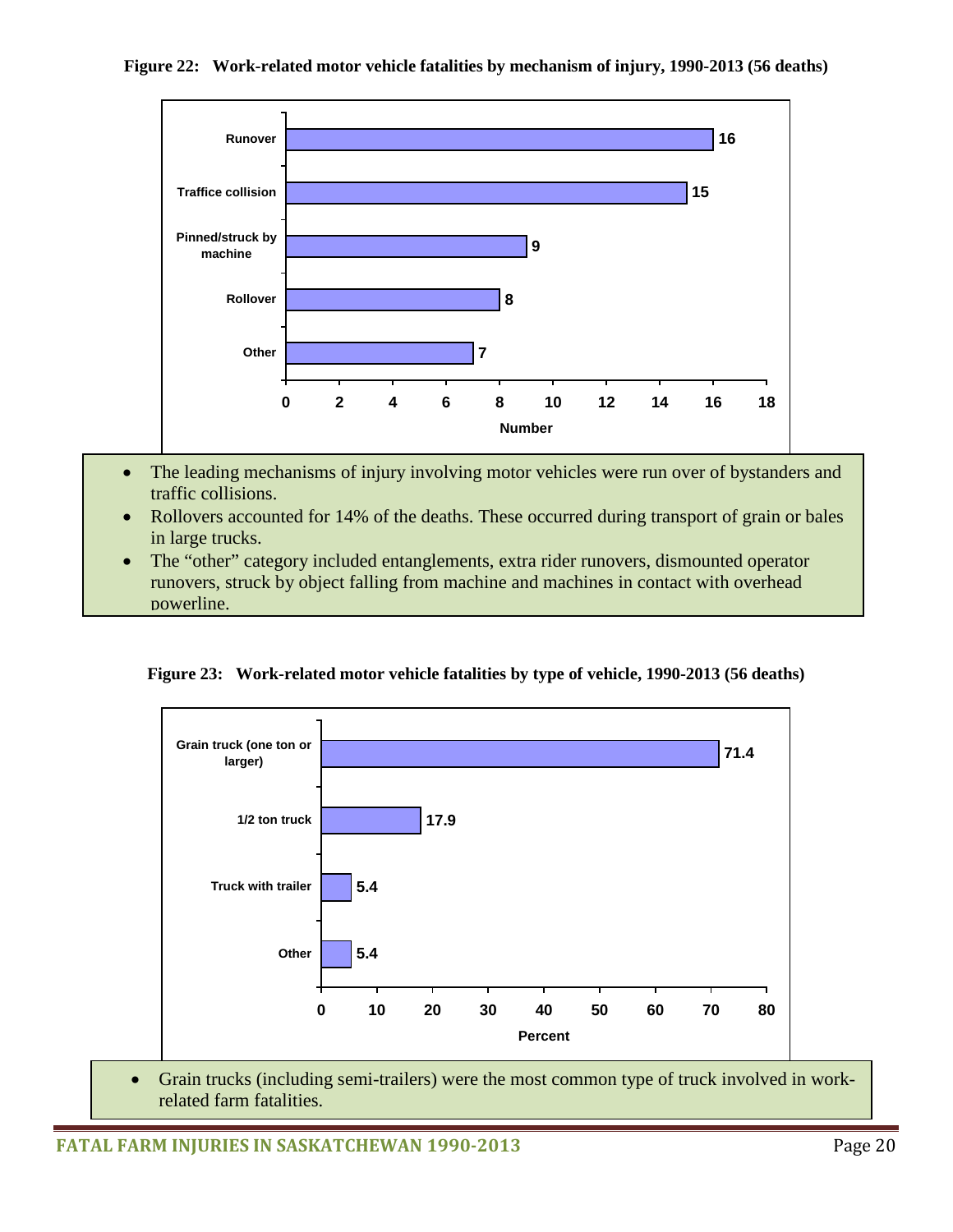**Figure 22: Work-related motor vehicle fatalities by mechanism of injury, 1990-2013 (56 deaths)**

Runover 16
Traffice collision 15
Pinned/struck by machine 9
Rollover 8
Other 7

0 2 4 6 8 10 12 14 16 18
Number

- The leading mechanisms of injury involving motor vehicles were run over of bystanders and traffic collisions.
- Rollovers accounted for 14% of the deaths. These occurred during transport of grain or bales in large trucks.
- The "other" category included entanglements, extra rider runovers, dismounted operator runovers, struck by object falling from machine and machines in contact with overhead powerline.

**Figure 23: Work-related motor vehicle fatalities by type of vehicle, 1990-2013 (56 deaths)**

Grain truck (one ton or larger) 71.4
1/2 ton truck 17.9
Truck with trailer 5.4
Other 5.4

0 10 20 30 40 50 60 70 80
Percent

- Grain trucks (including semi-trailers) were the most common type of truck involved in work-related farm fatalities.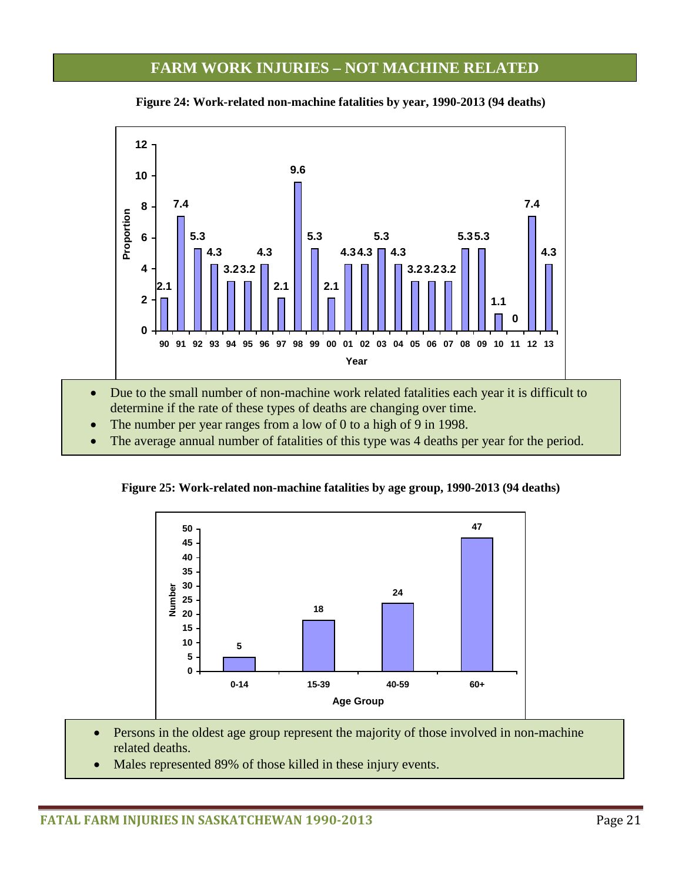# FARM WORK INJURIES – NOT MACHINE RELATED

**Figure 24: Work-related non-machine fatalities by year, 1990-2013 (94 deaths)**

Proportion

Year

90 91 92 93 94 95 96 97 98 99 00 01 02 03 04 05 06 07 08 09 10 11 12 13

2.1 7.4 5.3 4.3 3.2 3.2 4.3 2.1 9.6 5.3 2.1 4.3 4.3 5.3 4.3 3.2 3.2 3.2 5.3 5.3 1.1 0 7.4 4.3

- Due to the small number of non-machine work related fatalities each year it is difficult to determine if the rate of these types of deaths are changing over time.
- The number per year ranges from a low of 0 to a high of 9 in 1998.
- The average annual number of fatalities of this type was 4 deaths per year for the period.

**Figure 25: Work-related non-machine fatalities by age group, 1990-2013 (94 deaths)**

Number

Age Group

0-14 15-39 40-59 60+

5 18 24 47

- Persons in the oldest age group represent the majority of those involved in non-machine related deaths.
- Males represented 89% of those killed in these injury events.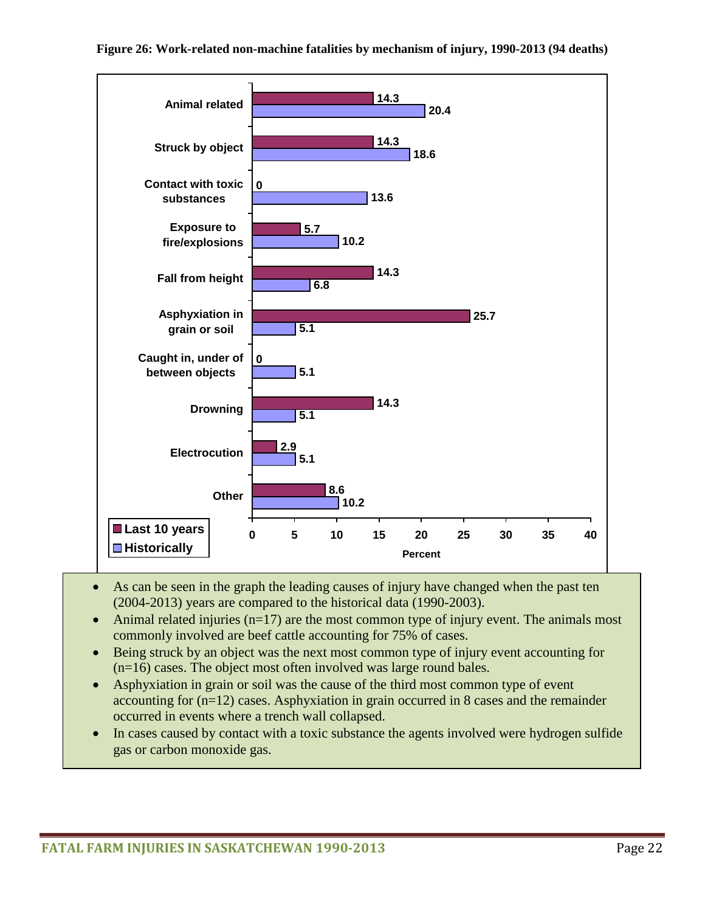**Figure 26: Work-related non-machine fatalities by mechanism of injury, 1990-2013 (94 deaths)**

Animal related
14.3
20.4

Struck by object
14.3
18.6

Contact with toxic substances
0
13.6

Exposure to fire/explosions
5.7
10.2

Fall from height
14.3
6.8

Asphyxiation in grain or soil
25.7
5.1

Caught in, under of between objects
0
5.1

Drowning
14.3
5.1

Electrocution
2.9
5.1

Other
8.6
10.2

0 5 10 15 20 25 30 35 40

Percent

Last 10 years
Historically

- As can be seen in the graph the leading causes of injury have changed when the past ten (2004-2013) years are compared to the historical data (1990-2003).
- Animal related injuries (n=17) are the most common type of injury event. The animals most commonly involved are beef cattle accounting for 75% of cases.
- Being struck by an object was the next most common type of injury event accounting for (n=16) cases. The object most often involved was large round bales.
- Asphyxiation in grain or soil was the cause of the third most common type of event accounting for (n=12) cases. Asphyxiation in grain occurred in 8 cases and the remainder occurred in events where a trench wall collapsed.
- In cases caused by contact with a toxic substance the agents involved were hydrogen sulfide gas or carbon monoxide gas.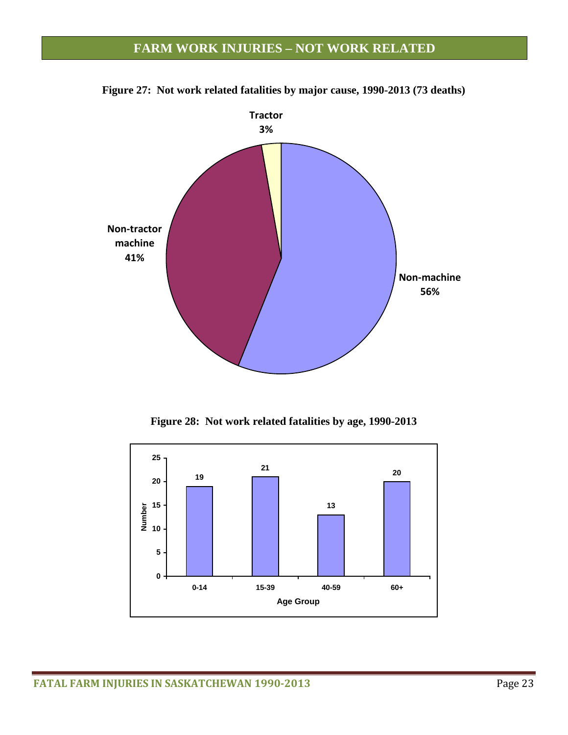# FARM WORK INJURIES – NOT WORK RELATED

**Figure 27: Not work related fatalities by major cause, 1990-2013 (73 deaths)**

Tractor
3%

Non-tractor machine
41%

Non-machine
56%

**Figure 28: Not work related fatalities by age, 1990-2013**

25
20
15
10
5
0

Number

19
21
13
20

0-14
15-39
40-59
60+

Age Group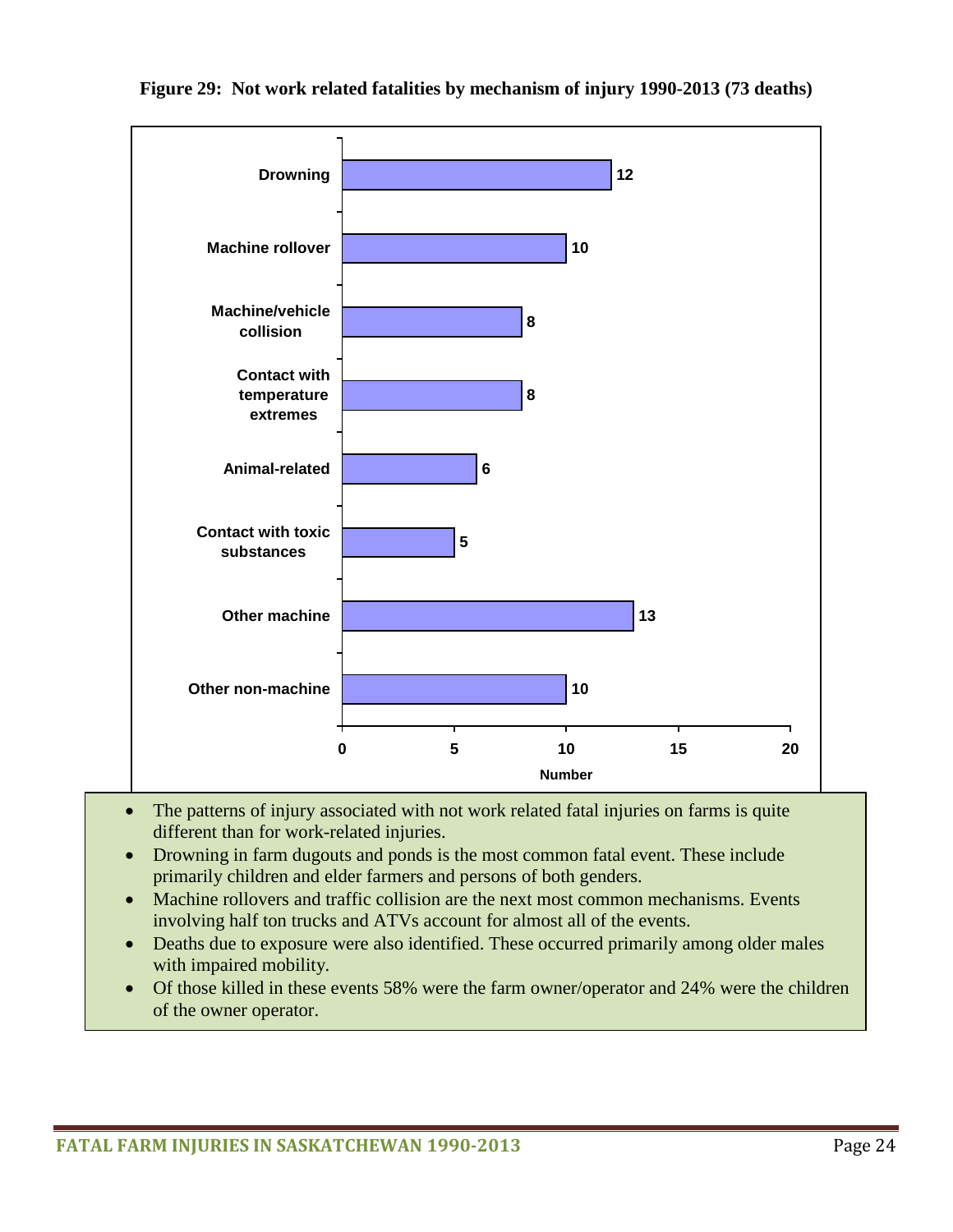**Figure 29: Not work related fatalities by mechanism of injury 1990-2013 (73 deaths)**

Drowning 12

Machine rollover 10

Machine/vehicle collision 8

Contact with temperature extremes 8

Animal-related 6

Contact with toxic substances 5

Other machine 13

Other non-machine 10

0 5 10 15 20

Number

- The patterns of injury associated with not work related fatal injuries on farms is quite different than for work-related injuries.
- Drowning in farm dugouts and ponds is the most common fatal event. These include primarily children and elder farmers and persons of both genders.
- Machine rollovers and traffic collision are the next most common mechanisms. Events involving half ton trucks and ATVs account for almost all of the events.
- Deaths due to exposure were also identified. These occurred primarily among older males with impaired mobility.
- Of those killed in these events 58% were the farm owner/operator and 24% were the children of the owner operator.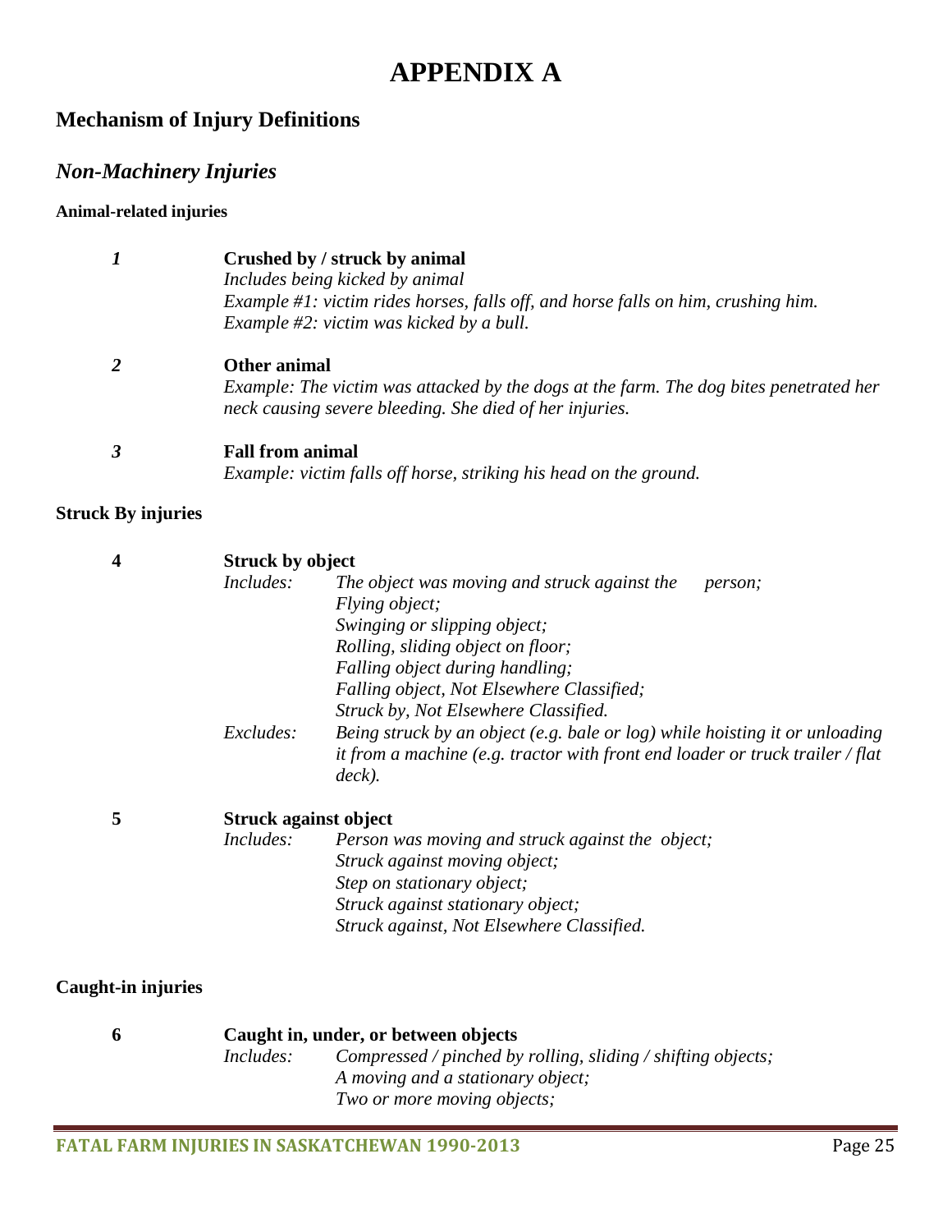# APPENDIX A

## Mechanism of Injury Definitions

### *Non-Machinery Injuries*

#### Animal-related injuries

***1*** **Crushed by / struck by animal**
*Includes being kicked by animal*
*Example #1: victim rides horses, falls off, and horse falls on him, crushing him.*
*Example #2: victim was kicked by a bull.*

***2*** **Other animal**
*Example: The victim was attacked by the dogs at the farm. The dog bites penetrated her neck causing severe bleeding. She died of her injuries.*

***3*** **Fall from animal**
*Example: victim falls off horse, striking his head on the ground.*

#### Struck By injuries

**4** **Struck by object**

*Includes:*
- *The object was moving and struck against the person;*
- *Flying object;*
- *Swinging or slipping object;*
- *Rolling, sliding object on floor;*
- *Falling object during handling;*
- *Falling object, Not Elsewhere Classified;*
- *Struck by, Not Elsewhere Classified.*

*Excludes:*
- *Being struck by an object (e.g. bale or log) while hoisting it or unloading it from a machine (e.g. tractor with front end loader or truck trailer / flat deck).*

**5** **Struck against object**

*Includes:*
- *Person was moving and struck against the object;*
- *Struck against moving object;*
- *Step on stationary object;*
- *Struck against stationary object;*
- *Struck against, Not Elsewhere Classified.*

#### Caught-in injuries

**6** **Caught in, under, or between objects**

*Includes:*
- *Compressed / pinched by rolling, sliding / shifting objects;*
- *A moving and a stationary object;*
- *Two or more moving objects;*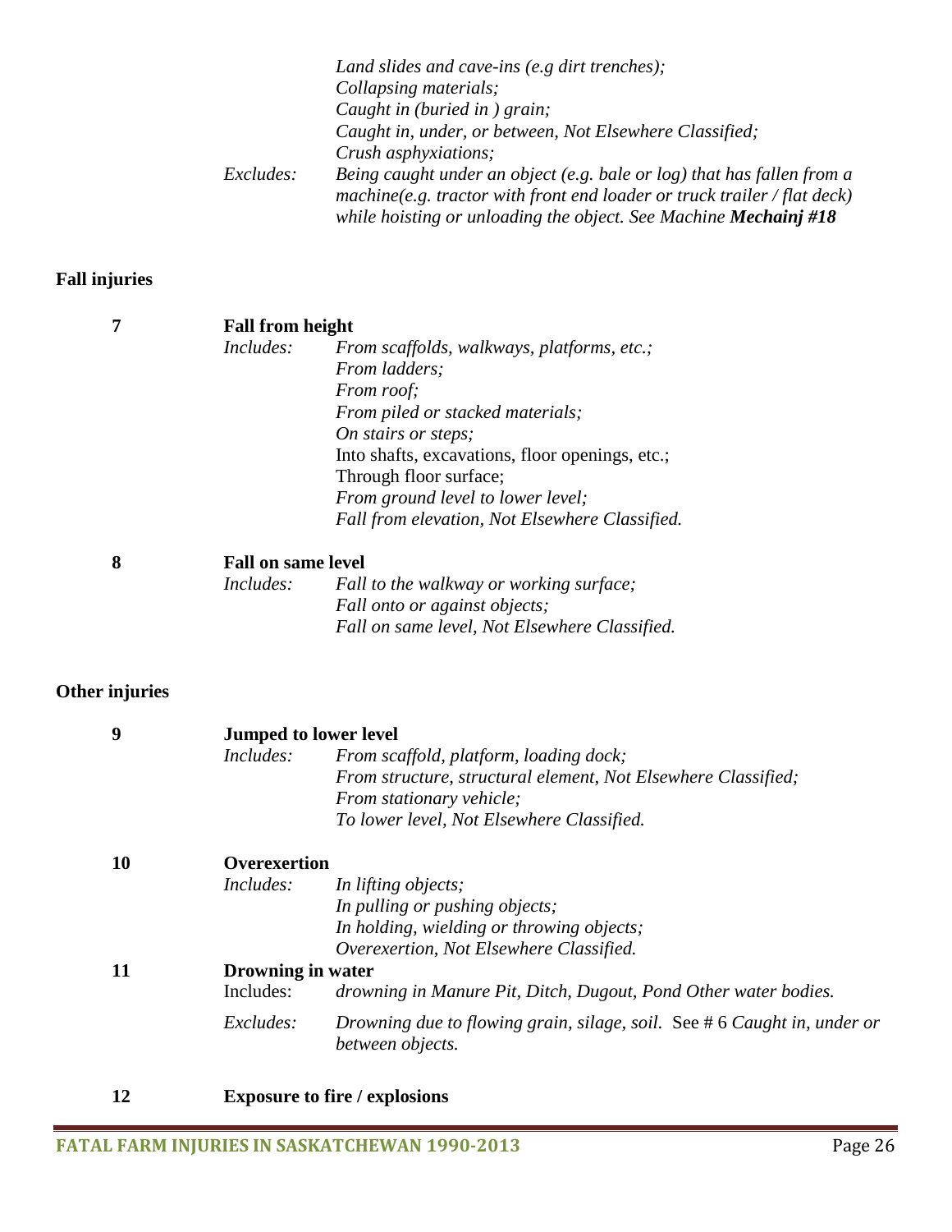*Land slides and cave-ins (e.g dirt trenches);*
*Collapsing materials;*
*Caught in (buried in ) grain;*
*Caught in, under, or between, Not Elsewhere Classified;*
*Crush asphyxiations;*

*Excludes:* *Being caught under an object (e.g. bale or log) that has fallen from a machine(e.g. tractor with front end loader or truck trailer / flat deck) while hoisting or unloading the object. See Machine **Mechainj #18***

## Fall injuries

**7** **Fall from height**

*Includes:* *From scaffolds, walkways, platforms, etc.;*
*From ladders;*
*From roof;*
*From piled or stacked materials;*
*On stairs or steps;*
Into shafts, excavations, floor openings, etc.;
Through floor surface;
*From ground level to lower level;*
*Fall from elevation, Not Elsewhere Classified.*

**8** **Fall on same level**

*Includes:* *Fall to the walkway or working surface;*
*Fall onto or against objects;*
*Fall on same level, Not Elsewhere Classified.*

## Other injuries

**9** **Jumped to lower level**

*Includes:* *From scaffold, platform, loading dock;*
*From structure, structural element, Not Elsewhere Classified;*
*From stationary vehicle;*
*To lower level, Not Elsewhere Classified.*

**10** **Overexertion**

*Includes:* *In lifting objects;*
*In pulling or pushing objects;*
*In holding, wielding or throwing objects;*
*Overexertion, Not Elsewhere Classified.*

**11** **Drowning in water**

Includes: *drowning in Manure Pit, Ditch, Dugout, Pond Other water bodies.*

*Excludes:* *Drowning due to flowing grain, silage, soil.* See # 6 *Caught in, under or between objects.*

**12** **Exposure to fire / explosions**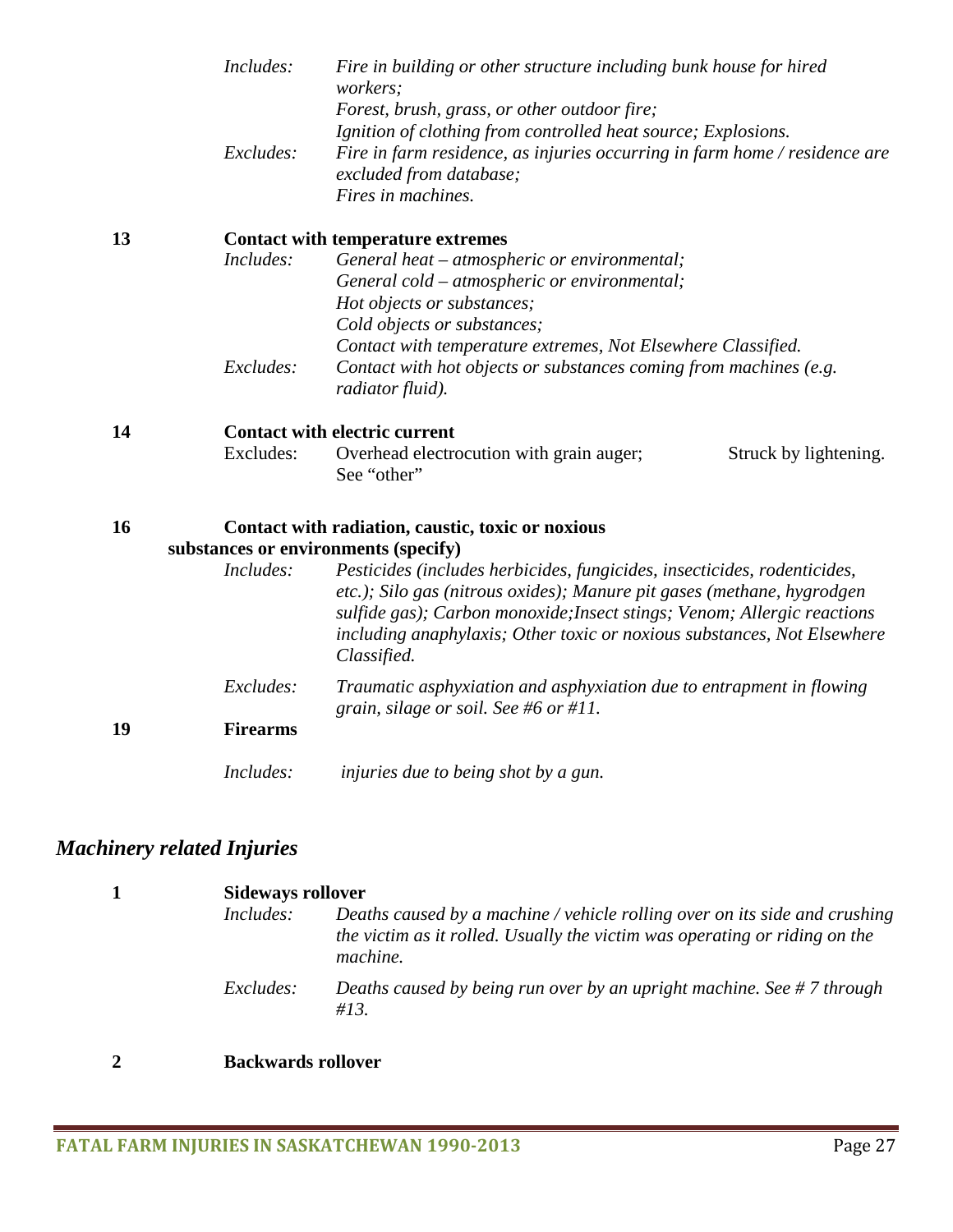*Includes:* *Fire in building or other structure including bunk house for hired workers;*
*Forest, brush, grass, or other outdoor fire;*
*Ignition of clothing from controlled heat source; Explosions.*

*Excludes:* *Fire in farm residence, as injuries occurring in farm home / residence are excluded from database;*
*Fires in machines.*

**13 Contact with temperature extremes**

*Includes:* *General heat – atmospheric or environmental;*
*General cold – atmospheric or environmental;*
*Hot objects or substances;*
*Cold objects or substances;*
*Contact with temperature extremes, Not Elsewhere Classified.*

*Excludes:* *Contact with hot objects or substances coming from machines (e.g. radiator fluid).*

**14 Contact with electric current**

Excludes: Overhead electrocution with grain auger; Struck by lightening. See "other"

**16 Contact with radiation, caustic, toxic or noxious substances or environments (specify)**

*Includes:* *Pesticides (includes herbicides, fungicides, insecticides, rodenticides, etc.); Silo gas (nitrous oxides); Manure pit gases (methane, hygrodgen sulfide gas); Carbon monoxide;Insect stings; Venom; Allergic reactions including anaphylaxis; Other toxic or noxious substances, Not Elsewhere Classified.*

*Excludes:* *Traumatic asphyxiation and asphyxiation due to entrapment in flowing grain, silage or soil. See #6 or #11.*

**19 Firearms**

*Includes:* *injuries due to being shot by a gun.*

## *Machinery related Injuries*

**1 Sideways rollover**

*Includes:* *Deaths caused by a machine / vehicle rolling over on its side and crushing the victim as it rolled. Usually the victim was operating or riding on the machine.*

*Excludes:* *Deaths caused by being run over by an upright machine. See # 7 through #13.*

**2 Backwards rollover**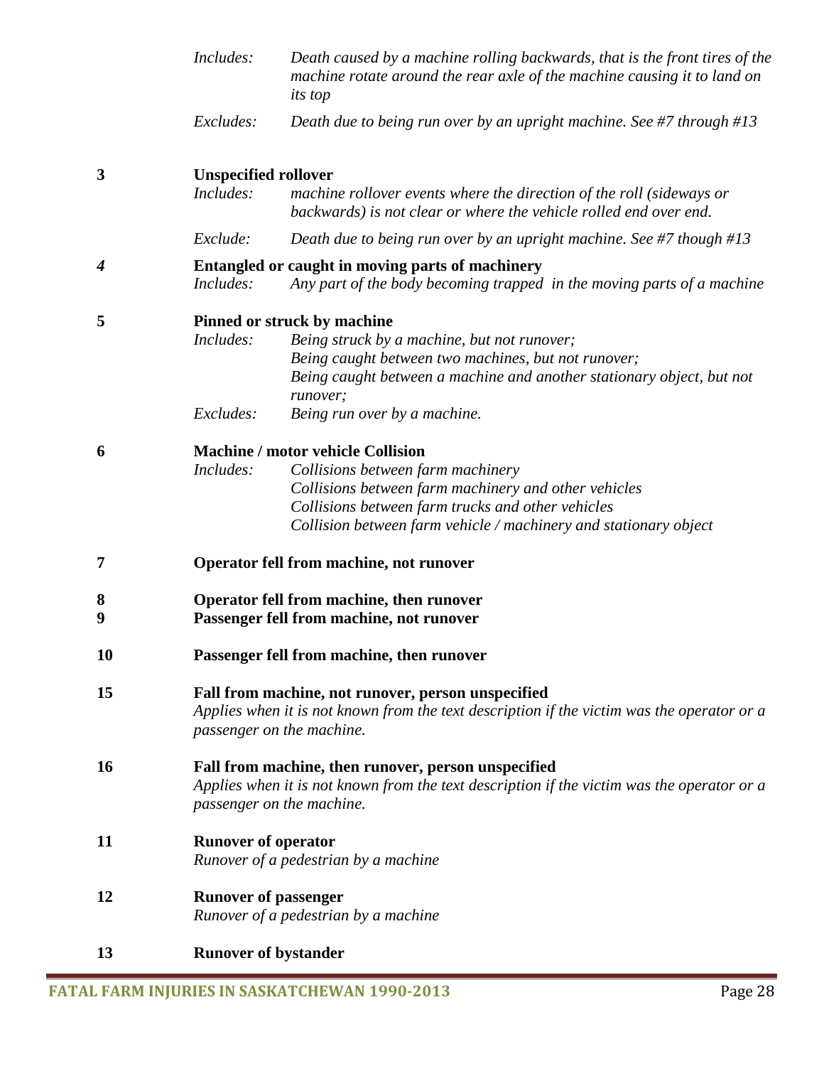*Includes:* *Death caused by a machine rolling backwards, that is the front tires of the machine rotate around the rear axle of the machine causing it to land on its top*

*Excludes:* *Death due to being run over by an upright machine. See #7 through #13*

**3 Unspecified rollover**

*Includes:* *machine rollover events where the direction of the roll (sideways or backwards) is not clear or where the vehicle rolled end over end.*

*Exclude:* *Death due to being run over by an upright machine. See #7 though #13*

***4*** **Entangled or caught in moving parts of machinery**

*Includes:* *Any part of the body becoming trapped in the moving parts of a machine*

**5 Pinned or struck by machine**

*Includes:* *Being struck by a machine, but not runover;*
*Being caught between two machines, but not runover;*
*Being caught between a machine and another stationary object, but not runover;*

*Excludes:* *Being run over by a machine.*

**6 Machine / motor vehicle Collision**

*Includes:* *Collisions between farm machinery*
*Collisions between farm machinery and other vehicles*
*Collisions between farm trucks and other vehicles*
*Collision between farm vehicle / machinery and stationary object*

**7 Operator fell from machine, not runover**

**8 Operator fell from machine, then runover**

**9 Passenger fell from machine, not runover**

**10 Passenger fell from machine, then runover**

**15 Fall from machine, not runover, person unspecified**

*Applies when it is not known from the text description if the victim was the operator or a passenger on the machine.*

**16 Fall from machine, then runover, person unspecified**

*Applies when it is not known from the text description if the victim was the operator or a passenger on the machine.*

**11 Runover of operator**

*Runover of a pedestrian by a machine*

**12 Runover of passenger**

*Runover of a pedestrian by a machine*

**13 Runover of bystander**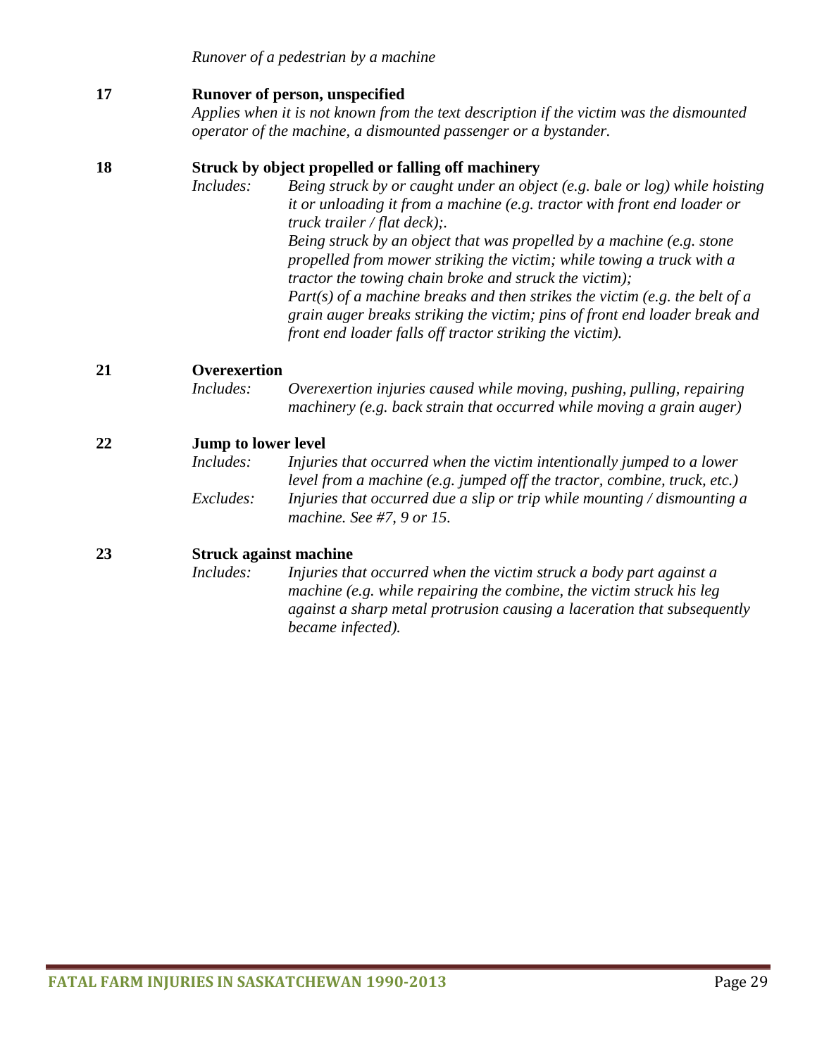*Runover of a pedestrian by a machine*

**17** **Runover of person, unspecified**

*Applies when it is not known from the text description if the victim was the dismounted operator of the machine, a dismounted passenger or a bystander.*

**18** **Struck by object propelled or falling off machinery**

*Includes:* *Being struck by or caught under an object (e.g. bale or log) while hoisting it or unloading it from a machine (e.g. tractor with front end loader or truck trailer / flat deck);.*

*Being struck by an object that was propelled by a machine (e.g. stone propelled from mower striking the victim; while towing a truck with a tractor the towing chain broke and struck the victim);*

*Part(s) of a machine breaks and then strikes the victim (e.g. the belt of a grain auger breaks striking the victim; pins of front end loader break and front end loader falls off tractor striking the victim).*

**21** **Overexertion**

*Includes:* *Overexertion injuries caused while moving, pushing, pulling, repairing machinery (e.g. back strain that occurred while moving a grain auger)*

**22** **Jump to lower level**

*Includes:* *Injuries that occurred when the victim intentionally jumped to a lower level from a machine (e.g. jumped off the tractor, combine, truck, etc.)*

*Excludes:* *Injuries that occurred due a slip or trip while mounting / dismounting a machine. See #7, 9 or 15.*

**23** **Struck against machine**

*Includes:* *Injuries that occurred when the victim struck a body part against a machine (e.g. while repairing the combine, the victim struck his leg against a sharp metal protrusion causing a laceration that subsequently became infected).*